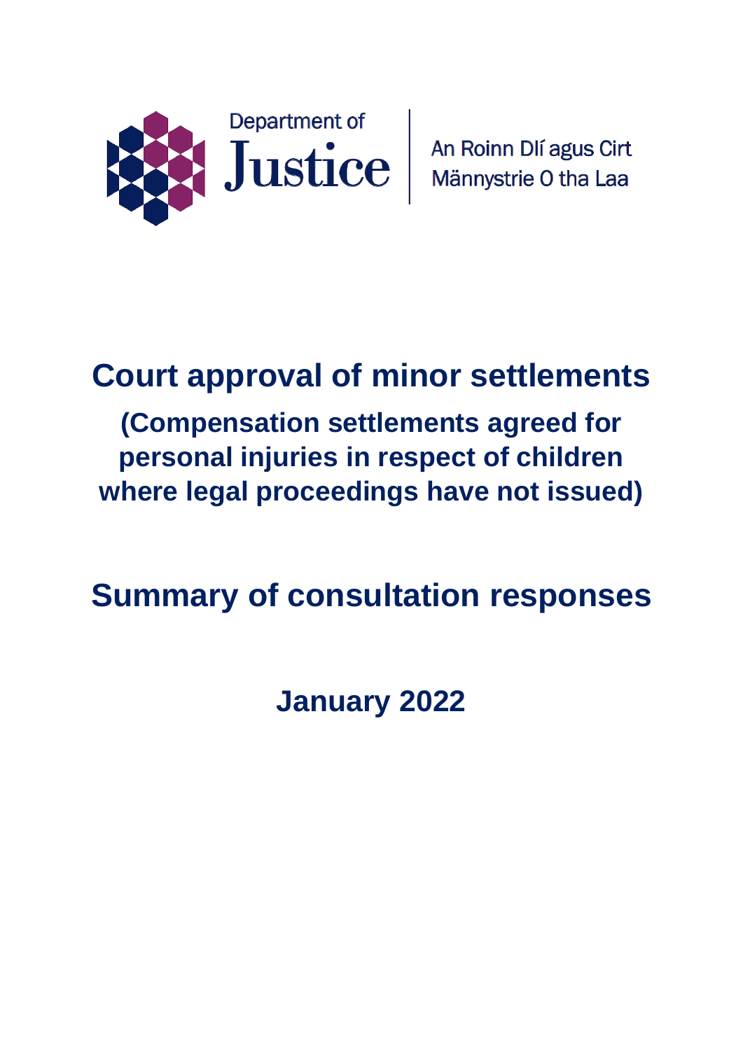Department of Justice

An Roinn Dlí agus Cirt
Männystrie O tha Laa

# Court approval of minor settlements

## (Compensation settlements agreed for personal injuries in respect of children where legal proceedings have not issued)

# Summary of consultation responses

## January 2022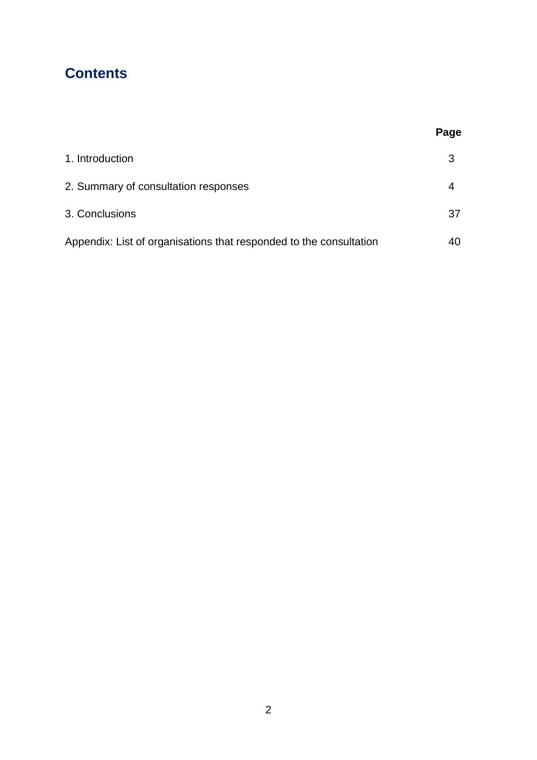## Contents

| | Page |
|---|---|
| 1. Introduction | 3 |
| 2. Summary of consultation responses | 4 |
| 3. Conclusions | 37 |
| Appendix: List of organisations that responded to the consultation | 40 |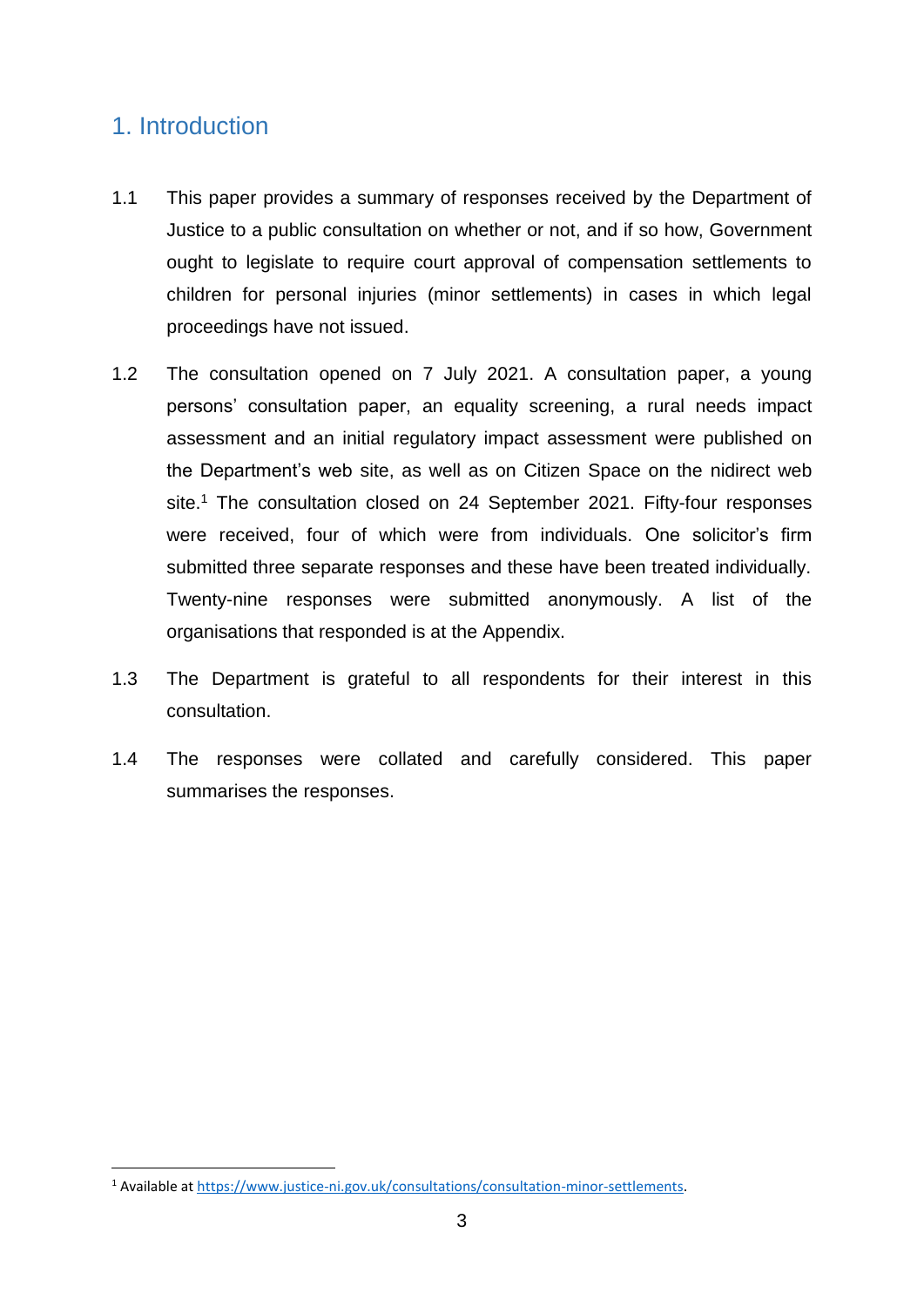# 1. Introduction

1.1 This paper provides a summary of responses received by the Department of Justice to a public consultation on whether or not, and if so how, Government ought to legislate to require court approval of compensation settlements to children for personal injuries (minor settlements) in cases in which legal proceedings have not issued.

1.2 The consultation opened on 7 July 2021. A consultation paper, a young persons' consultation paper, an equality screening, a rural needs impact assessment and an initial regulatory impact assessment were published on the Department's web site, as well as on Citizen Space on the nidirect web site.[1] The consultation closed on 24 September 2021. Fifty-four responses were received, four of which were from individuals. One solicitor's firm submitted three separate responses and these have been treated individually. Twenty-nine responses were submitted anonymously. A list of the organisations that responded is at the Appendix.

1.3 The Department is grateful to all respondents for their interest in this consultation.

1.4 The responses were collated and carefully considered. This paper summarises the responses.

---

[1] Available at https://www.justice-ni.gov.uk/consultations/consultation-minor-settlements.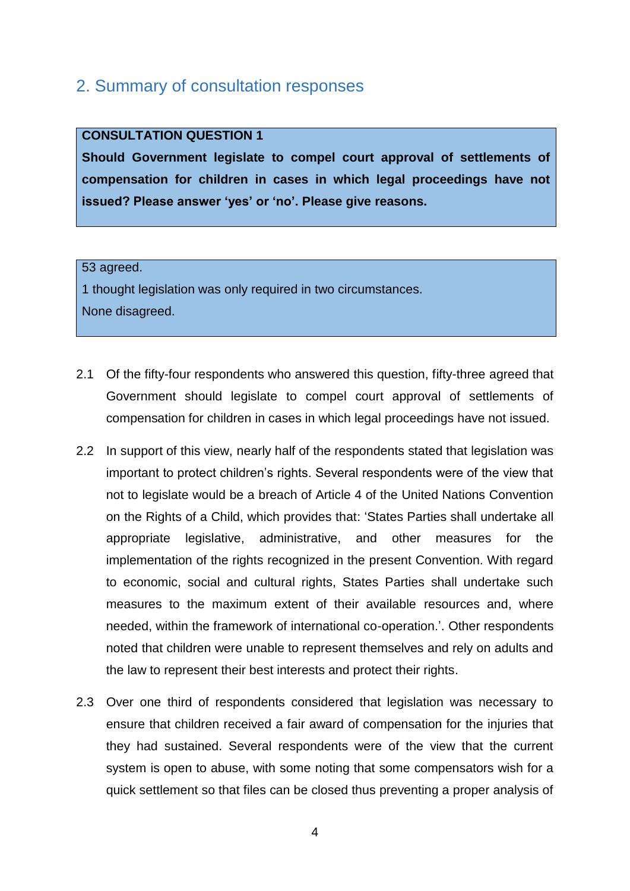## 2. Summary of consultation responses

> **CONSULTATION QUESTION 1**
>
> **Should Government legislate to compel court approval of settlements of compensation for children in cases in which legal proceedings have not issued? Please answer 'yes' or 'no'. Please give reasons.**

> 53 agreed.
>
> 1 thought legislation was only required in two circumstances.
>
> None disagreed.

2.1 Of the fifty-four respondents who answered this question, fifty-three agreed that Government should legislate to compel court approval of settlements of compensation for children in cases in which legal proceedings have not issued.

2.2 In support of this view, nearly half of the respondents stated that legislation was important to protect children's rights. Several respondents were of the view that not to legislate would be a breach of Article 4 of the United Nations Convention on the Rights of a Child, which provides that: 'States Parties shall undertake all appropriate legislative, administrative, and other measures for the implementation of the rights recognized in the present Convention. With regard to economic, social and cultural rights, States Parties shall undertake such measures to the maximum extent of their available resources and, where needed, within the framework of international co-operation.'. Other respondents noted that children were unable to represent themselves and rely on adults and the law to represent their best interests and protect their rights.

2.3 Over one third of respondents considered that legislation was necessary to ensure that children received a fair award of compensation for the injuries that they had sustained. Several respondents were of the view that the current system is open to abuse, with some noting that some compensators wish for a quick settlement so that files can be closed thus preventing a proper analysis of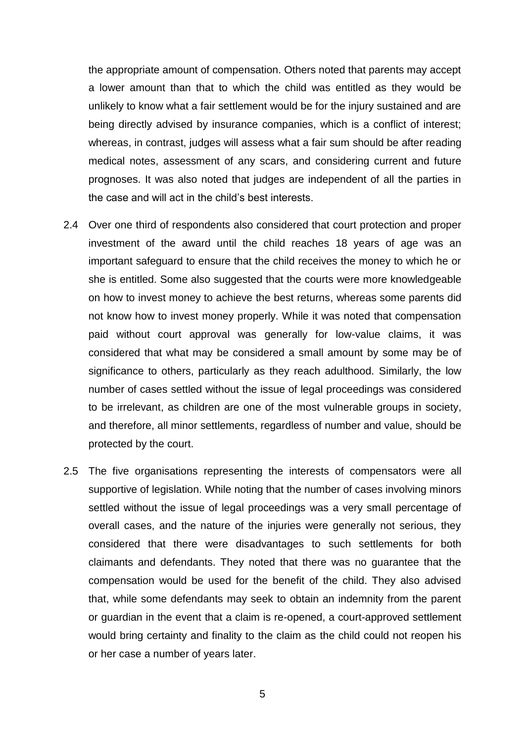the appropriate amount of compensation. Others noted that parents may accept a lower amount than that to which the child was entitled as they would be unlikely to know what a fair settlement would be for the injury sustained and are being directly advised by insurance companies, which is a conflict of interest; whereas, in contrast, judges will assess what a fair sum should be after reading medical notes, assessment of any scars, and considering current and future prognoses. It was also noted that judges are independent of all the parties in the case and will act in the child's best interests.

2.4 Over one third of respondents also considered that court protection and proper investment of the award until the child reaches 18 years of age was an important safeguard to ensure that the child receives the money to which he or she is entitled. Some also suggested that the courts were more knowledgeable on how to invest money to achieve the best returns, whereas some parents did not know how to invest money properly. While it was noted that compensation paid without court approval was generally for low-value claims, it was considered that what may be considered a small amount by some may be of significance to others, particularly as they reach adulthood. Similarly, the low number of cases settled without the issue of legal proceedings was considered to be irrelevant, as children are one of the most vulnerable groups in society, and therefore, all minor settlements, regardless of number and value, should be protected by the court.

2.5 The five organisations representing the interests of compensators were all supportive of legislation. While noting that the number of cases involving minors settled without the issue of legal proceedings was a very small percentage of overall cases, and the nature of the injuries were generally not serious, they considered that there were disadvantages to such settlements for both claimants and defendants. They noted that there was no guarantee that the compensation would be used for the benefit of the child. They also advised that, while some defendants may seek to obtain an indemnity from the parent or guardian in the event that a claim is re-opened, a court-approved settlement would bring certainty and finality to the claim as the child could not reopen his or her case a number of years later.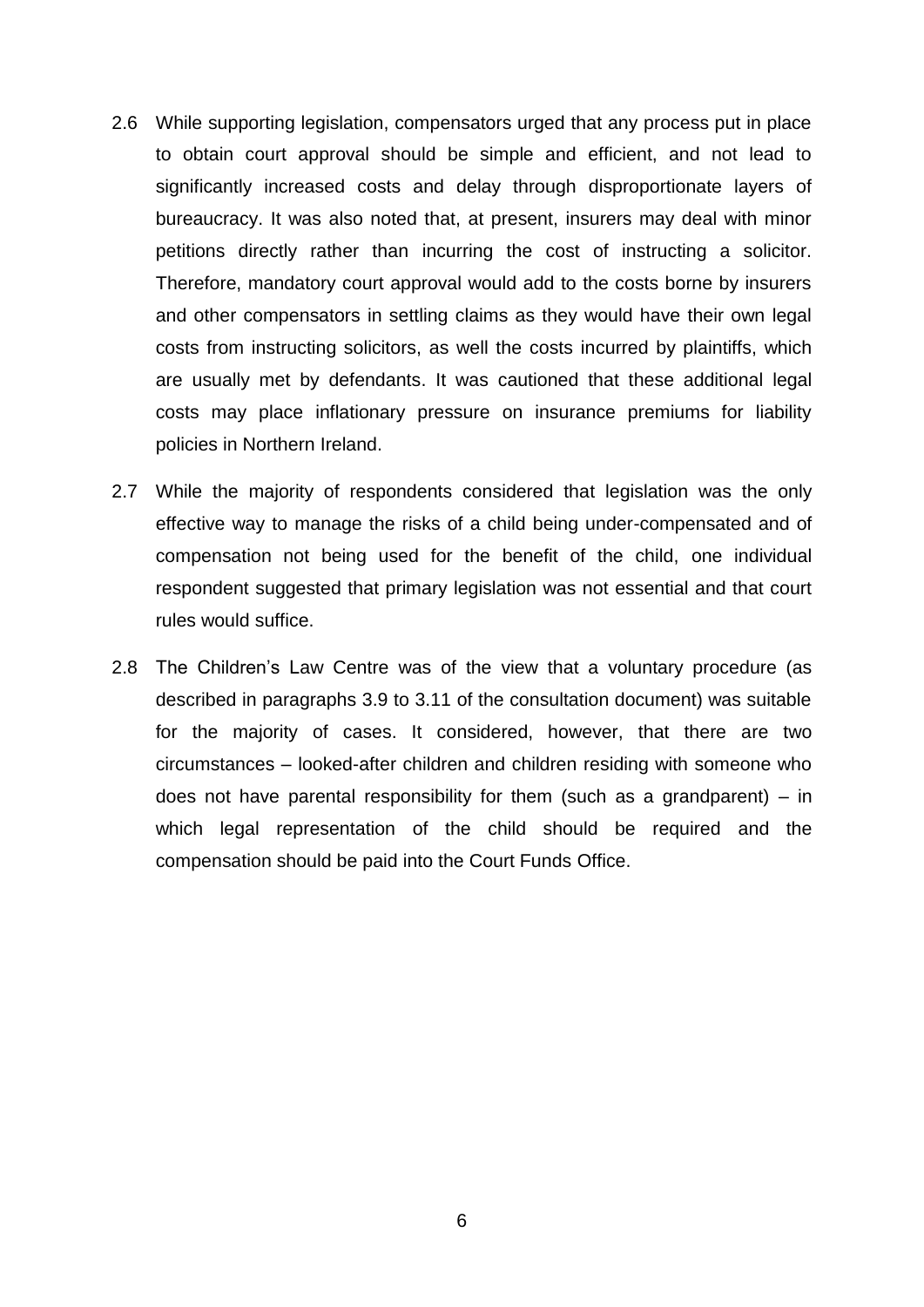2.6 While supporting legislation, compensators urged that any process put in place to obtain court approval should be simple and efficient, and not lead to significantly increased costs and delay through disproportionate layers of bureaucracy. It was also noted that, at present, insurers may deal with minor petitions directly rather than incurring the cost of instructing a solicitor. Therefore, mandatory court approval would add to the costs borne by insurers and other compensators in settling claims as they would have their own legal costs from instructing solicitors, as well the costs incurred by plaintiffs, which are usually met by defendants. It was cautioned that these additional legal costs may place inflationary pressure on insurance premiums for liability policies in Northern Ireland.

2.7 While the majority of respondents considered that legislation was the only effective way to manage the risks of a child being under-compensated and of compensation not being used for the benefit of the child, one individual respondent suggested that primary legislation was not essential and that court rules would suffice.

2.8 The Children's Law Centre was of the view that a voluntary procedure (as described in paragraphs 3.9 to 3.11 of the consultation document) was suitable for the majority of cases. It considered, however, that there are two circumstances – looked-after children and children residing with someone who does not have parental responsibility for them (such as a grandparent) – in which legal representation of the child should be required and the compensation should be paid into the Court Funds Office.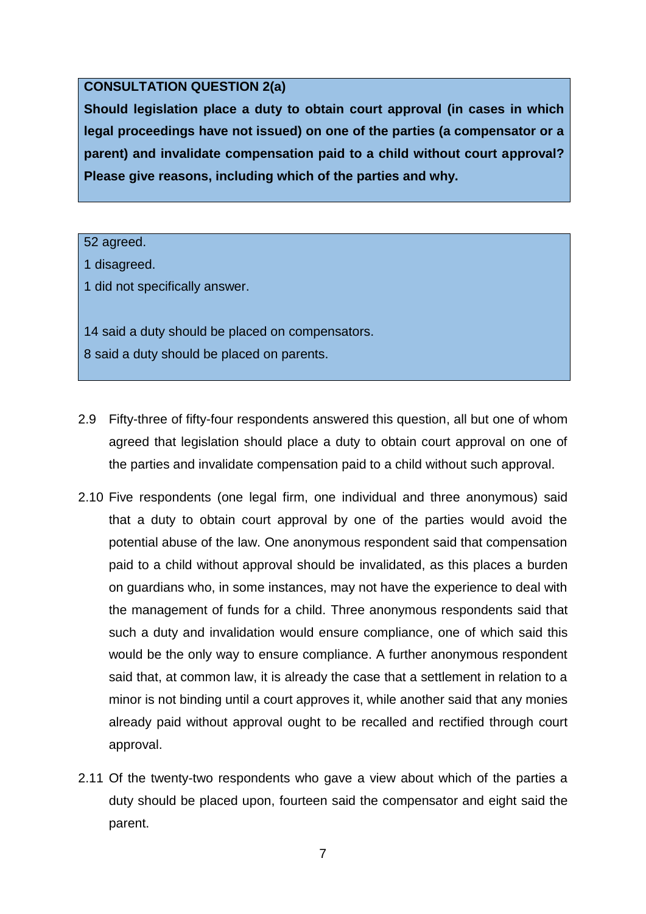**CONSULTATION QUESTION 2(a)**

**Should legislation place a duty to obtain court approval (in cases in which legal proceedings have not issued) on one of the parties (a compensator or a parent) and invalidate compensation paid to a child without court approval? Please give reasons, including which of the parties and why.**

52 agreed.

1 disagreed.

1 did not specifically answer.

14 said a duty should be placed on compensators.

8 said a duty should be placed on parents.

2.9 Fifty-three of fifty-four respondents answered this question, all but one of whom agreed that legislation should place a duty to obtain court approval on one of the parties and invalidate compensation paid to a child without such approval.

2.10 Five respondents (one legal firm, one individual and three anonymous) said that a duty to obtain court approval by one of the parties would avoid the potential abuse of the law. One anonymous respondent said that compensation paid to a child without approval should be invalidated, as this places a burden on guardians who, in some instances, may not have the experience to deal with the management of funds for a child. Three anonymous respondents said that such a duty and invalidation would ensure compliance, one of which said this would be the only way to ensure compliance. A further anonymous respondent said that, at common law, it is already the case that a settlement in relation to a minor is not binding until a court approves it, while another said that any monies already paid without approval ought to be recalled and rectified through court approval.

2.11 Of the twenty-two respondents who gave a view about which of the parties a duty should be placed upon, fourteen said the compensator and eight said the parent.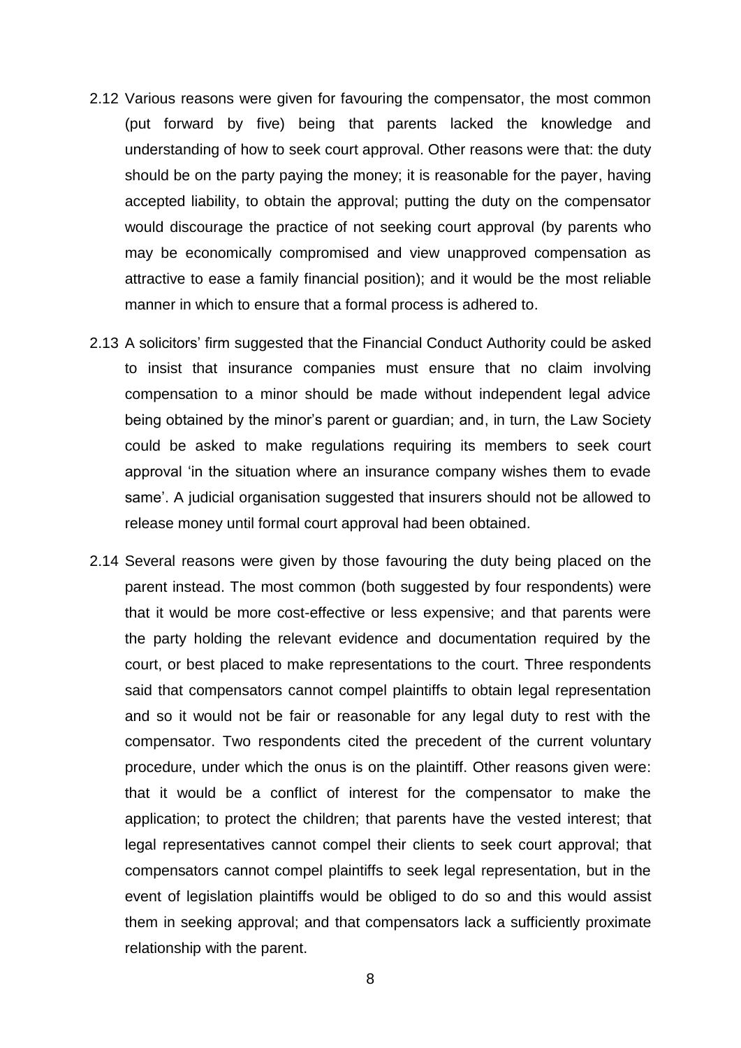2.12 Various reasons were given for favouring the compensator, the most common (put forward by five) being that parents lacked the knowledge and understanding of how to seek court approval. Other reasons were that: the duty should be on the party paying the money; it is reasonable for the payer, having accepted liability, to obtain the approval; putting the duty on the compensator would discourage the practice of not seeking court approval (by parents who may be economically compromised and view unapproved compensation as attractive to ease a family financial position); and it would be the most reliable manner in which to ensure that a formal process is adhered to.

2.13 A solicitors' firm suggested that the Financial Conduct Authority could be asked to insist that insurance companies must ensure that no claim involving compensation to a minor should be made without independent legal advice being obtained by the minor's parent or guardian; and, in turn, the Law Society could be asked to make regulations requiring its members to seek court approval 'in the situation where an insurance company wishes them to evade same'. A judicial organisation suggested that insurers should not be allowed to release money until formal court approval had been obtained.

2.14 Several reasons were given by those favouring the duty being placed on the parent instead. The most common (both suggested by four respondents) were that it would be more cost-effective or less expensive; and that parents were the party holding the relevant evidence and documentation required by the court, or best placed to make representations to the court. Three respondents said that compensators cannot compel plaintiffs to obtain legal representation and so it would not be fair or reasonable for any legal duty to rest with the compensator. Two respondents cited the precedent of the current voluntary procedure, under which the onus is on the plaintiff. Other reasons given were: that it would be a conflict of interest for the compensator to make the application; to protect the children; that parents have the vested interest; that legal representatives cannot compel their clients to seek court approval; that compensators cannot compel plaintiffs to seek legal representation, but in the event of legislation plaintiffs would be obliged to do so and this would assist them in seeking approval; and that compensators lack a sufficiently proximate relationship with the parent.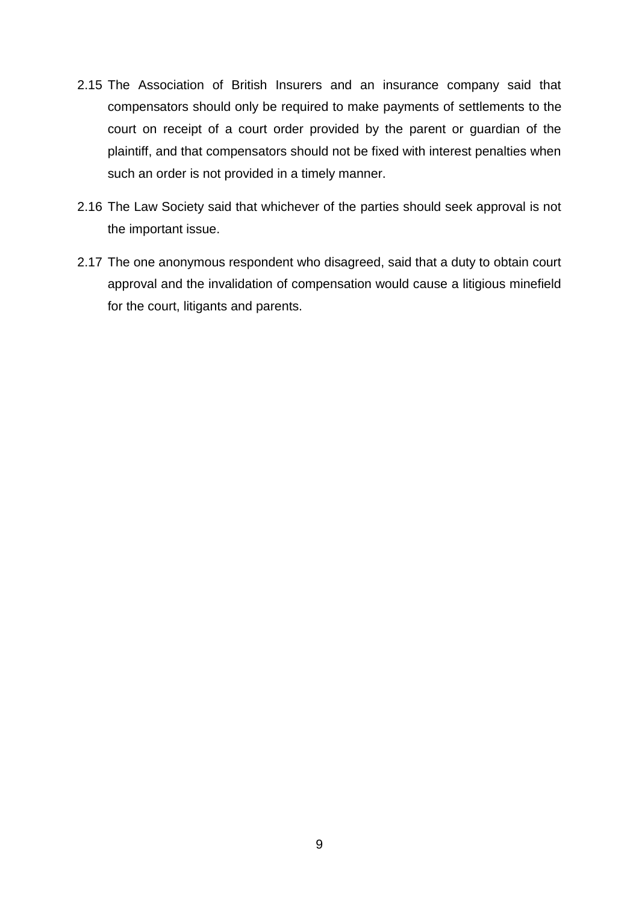2.15 The Association of British Insurers and an insurance company said that compensators should only be required to make payments of settlements to the court on receipt of a court order provided by the parent or guardian of the plaintiff, and that compensators should not be fixed with interest penalties when such an order is not provided in a timely manner.

2.16 The Law Society said that whichever of the parties should seek approval is not the important issue.

2.17 The one anonymous respondent who disagreed, said that a duty to obtain court approval and the invalidation of compensation would cause a litigious minefield for the court, litigants and parents.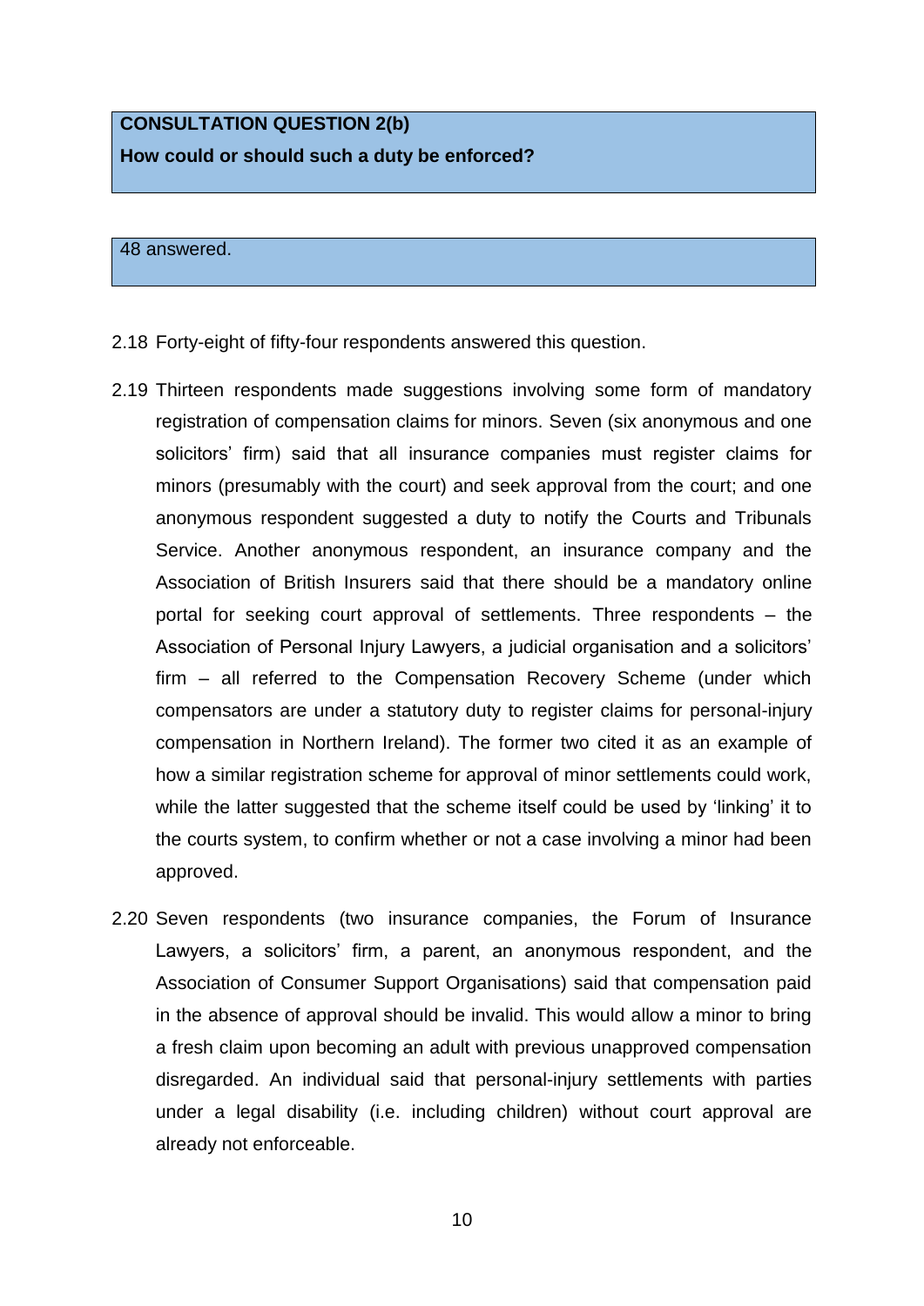**CONSULTATION QUESTION 2(b)**

**How could or should such a duty be enforced?**

48 answered.

2.18 Forty-eight of fifty-four respondents answered this question.

2.19 Thirteen respondents made suggestions involving some form of mandatory registration of compensation claims for minors. Seven (six anonymous and one solicitors' firm) said that all insurance companies must register claims for minors (presumably with the court) and seek approval from the court; and one anonymous respondent suggested a duty to notify the Courts and Tribunals Service. Another anonymous respondent, an insurance company and the Association of British Insurers said that there should be a mandatory online portal for seeking court approval of settlements. Three respondents – the Association of Personal Injury Lawyers, a judicial organisation and a solicitors' firm – all referred to the Compensation Recovery Scheme (under which compensators are under a statutory duty to register claims for personal-injury compensation in Northern Ireland). The former two cited it as an example of how a similar registration scheme for approval of minor settlements could work, while the latter suggested that the scheme itself could be used by 'linking' it to the courts system, to confirm whether or not a case involving a minor had been approved.

2.20 Seven respondents (two insurance companies, the Forum of Insurance Lawyers, a solicitors' firm, a parent, an anonymous respondent, and the Association of Consumer Support Organisations) said that compensation paid in the absence of approval should be invalid. This would allow a minor to bring a fresh claim upon becoming an adult with previous unapproved compensation disregarded. An individual said that personal-injury settlements with parties under a legal disability (i.e. including children) without court approval are already not enforceable.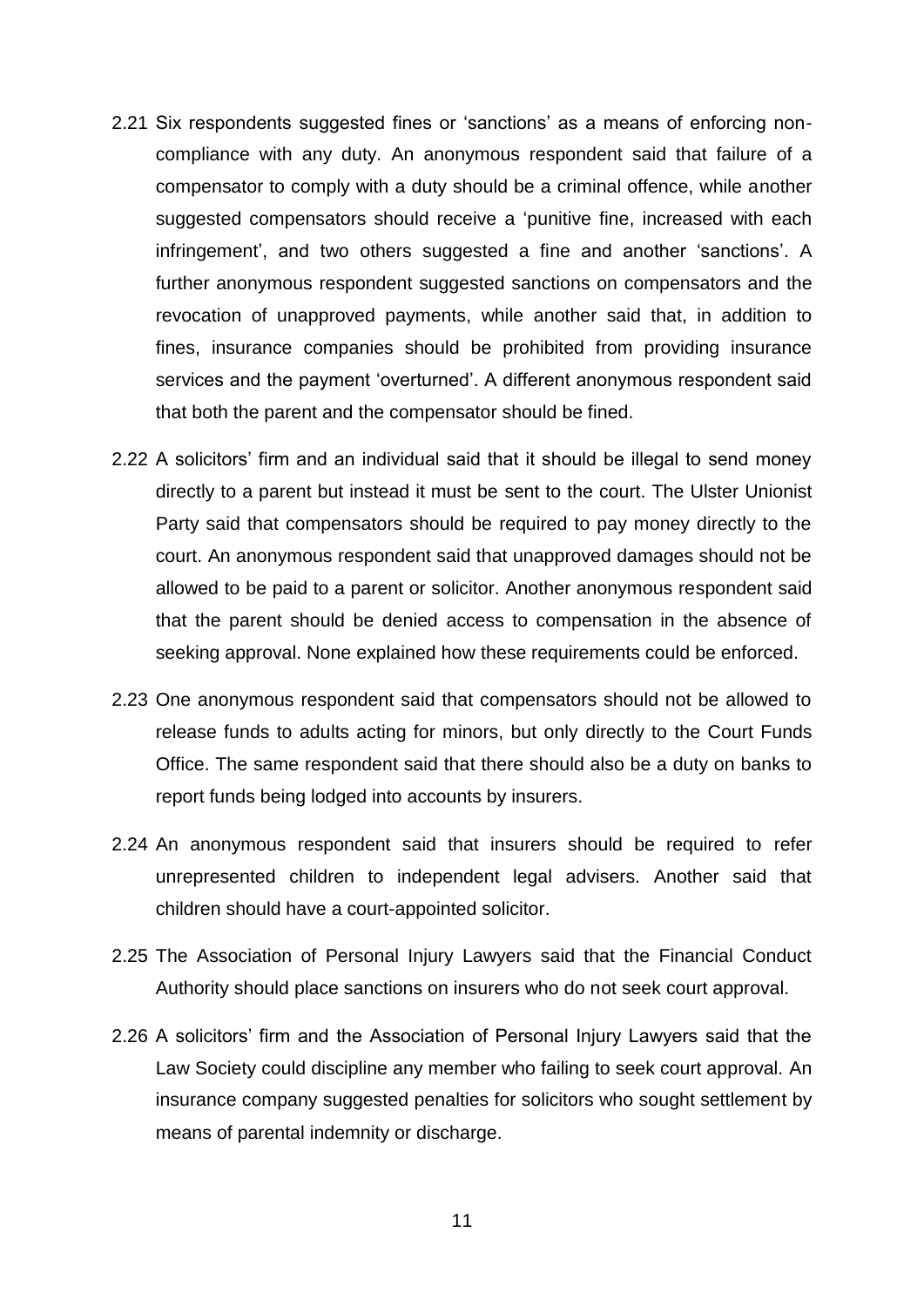2.21 Six respondents suggested fines or 'sanctions' as a means of enforcing non-compliance with any duty. An anonymous respondent said that failure of a compensator to comply with a duty should be a criminal offence, while another suggested compensators should receive a 'punitive fine, increased with each infringement', and two others suggested a fine and another 'sanctions'. A further anonymous respondent suggested sanctions on compensators and the revocation of unapproved payments, while another said that, in addition to fines, insurance companies should be prohibited from providing insurance services and the payment 'overturned'. A different anonymous respondent said that both the parent and the compensator should be fined.

2.22 A solicitors' firm and an individual said that it should be illegal to send money directly to a parent but instead it must be sent to the court. The Ulster Unionist Party said that compensators should be required to pay money directly to the court. An anonymous respondent said that unapproved damages should not be allowed to be paid to a parent or solicitor. Another anonymous respondent said that the parent should be denied access to compensation in the absence of seeking approval. None explained how these requirements could be enforced.

2.23 One anonymous respondent said that compensators should not be allowed to release funds to adults acting for minors, but only directly to the Court Funds Office. The same respondent said that there should also be a duty on banks to report funds being lodged into accounts by insurers.

2.24 An anonymous respondent said that insurers should be required to refer unrepresented children to independent legal advisers. Another said that children should have a court-appointed solicitor.

2.25 The Association of Personal Injury Lawyers said that the Financial Conduct Authority should place sanctions on insurers who do not seek court approval.

2.26 A solicitors' firm and the Association of Personal Injury Lawyers said that the Law Society could discipline any member who failing to seek court approval. An insurance company suggested penalties for solicitors who sought settlement by means of parental indemnity or discharge.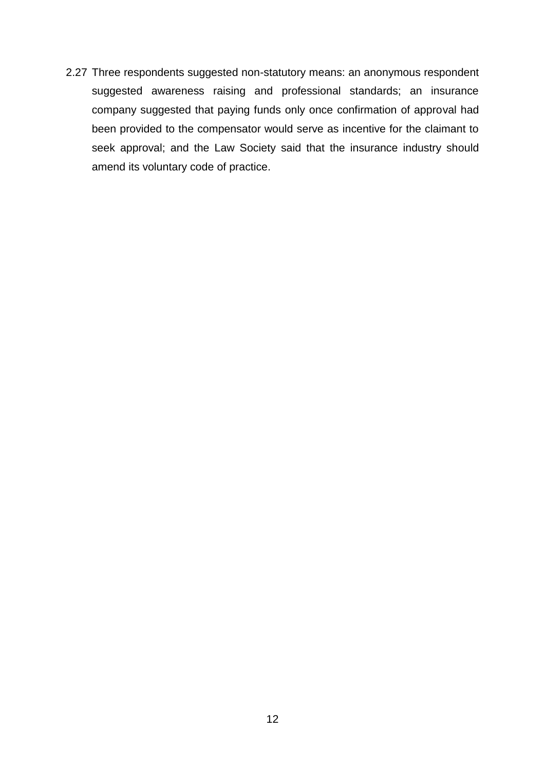2.27 Three respondents suggested non-statutory means: an anonymous respondent suggested awareness raising and professional standards; an insurance company suggested that paying funds only once confirmation of approval had been provided to the compensator would serve as incentive for the claimant to seek approval; and the Law Society said that the insurance industry should amend its voluntary code of practice.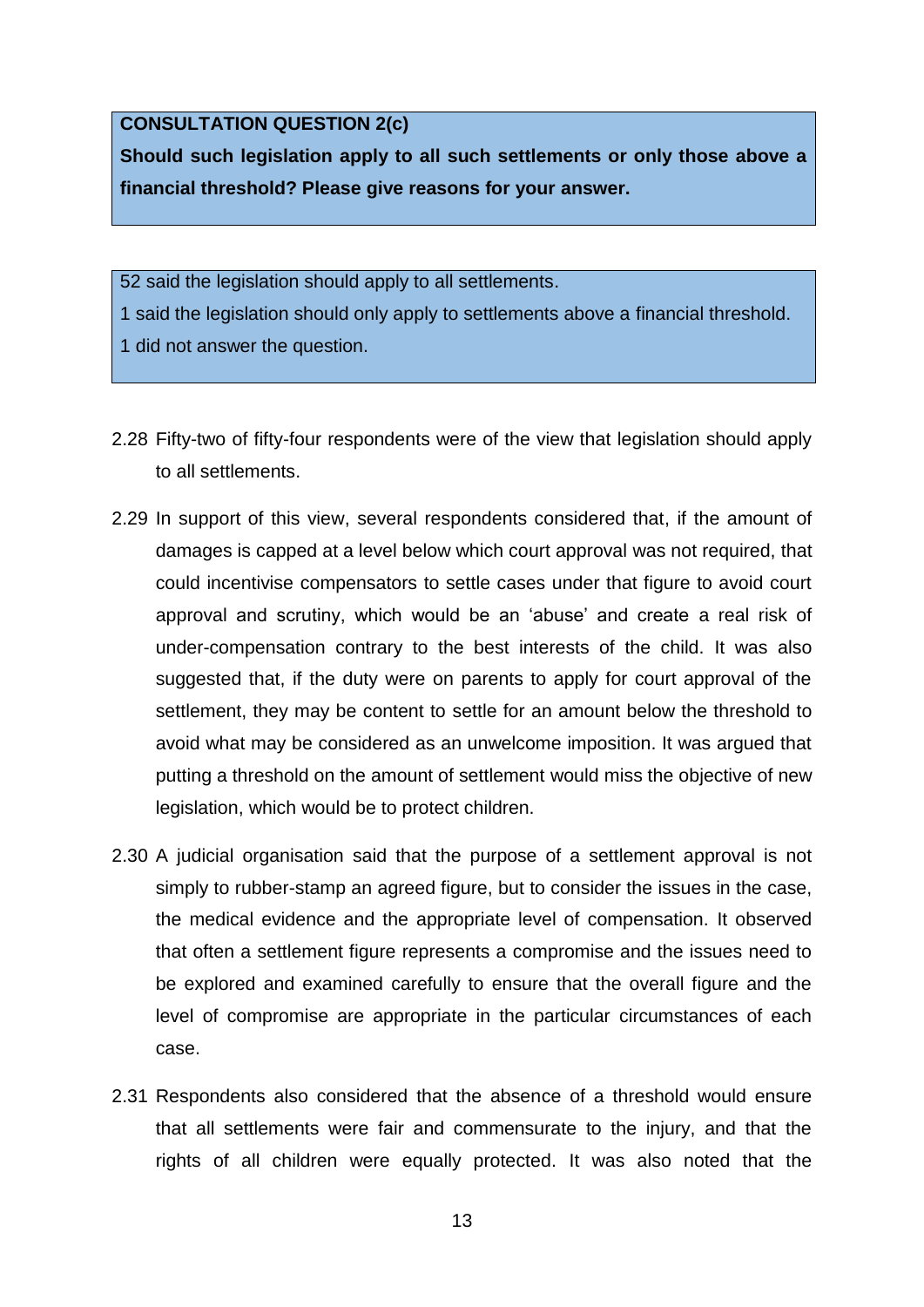**CONSULTATION QUESTION 2(c)**

**Should such legislation apply to all such settlements or only those above a financial threshold? Please give reasons for your answer.**

52 said the legislation should apply to all settlements.

1 said the legislation should only apply to settlements above a financial threshold.

1 did not answer the question.

2.28 Fifty-two of fifty-four respondents were of the view that legislation should apply to all settlements.

2.29 In support of this view, several respondents considered that, if the amount of damages is capped at a level below which court approval was not required, that could incentivise compensators to settle cases under that figure to avoid court approval and scrutiny, which would be an 'abuse' and create a real risk of under-compensation contrary to the best interests of the child. It was also suggested that, if the duty were on parents to apply for court approval of the settlement, they may be content to settle for an amount below the threshold to avoid what may be considered as an unwelcome imposition. It was argued that putting a threshold on the amount of settlement would miss the objective of new legislation, which would be to protect children.

2.30 A judicial organisation said that the purpose of a settlement approval is not simply to rubber-stamp an agreed figure, but to consider the issues in the case, the medical evidence and the appropriate level of compensation. It observed that often a settlement figure represents a compromise and the issues need to be explored and examined carefully to ensure that the overall figure and the level of compromise are appropriate in the particular circumstances of each case.

2.31 Respondents also considered that the absence of a threshold would ensure that all settlements were fair and commensurate to the injury, and that the rights of all children were equally protected. It was also noted that the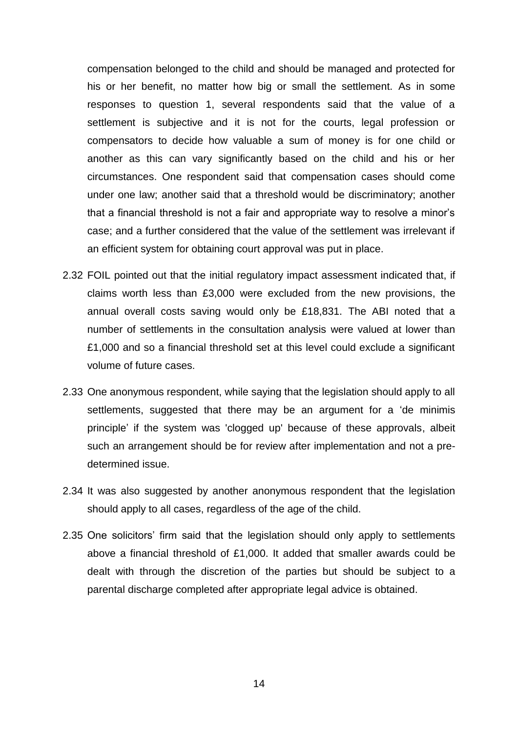compensation belonged to the child and should be managed and protected for his or her benefit, no matter how big or small the settlement. As in some responses to question 1, several respondents said that the value of a settlement is subjective and it is not for the courts, legal profession or compensators to decide how valuable a sum of money is for one child or another as this can vary significantly based on the child and his or her circumstances. One respondent said that compensation cases should come under one law; another said that a threshold would be discriminatory; another that a financial threshold is not a fair and appropriate way to resolve a minor's case; and a further considered that the value of the settlement was irrelevant if an efficient system for obtaining court approval was put in place.

2.32 FOIL pointed out that the initial regulatory impact assessment indicated that, if claims worth less than £3,000 were excluded from the new provisions, the annual overall costs saving would only be £18,831. The ABI noted that a number of settlements in the consultation analysis were valued at lower than £1,000 and so a financial threshold set at this level could exclude a significant volume of future cases.

2.33 One anonymous respondent, while saying that the legislation should apply to all settlements, suggested that there may be an argument for a 'de minimis principle' if the system was 'clogged up' because of these approvals, albeit such an arrangement should be for review after implementation and not a pre-determined issue.

2.34 It was also suggested by another anonymous respondent that the legislation should apply to all cases, regardless of the age of the child.

2.35 One solicitors' firm said that the legislation should only apply to settlements above a financial threshold of £1,000. It added that smaller awards could be dealt with through the discretion of the parties but should be subject to a parental discharge completed after appropriate legal advice is obtained.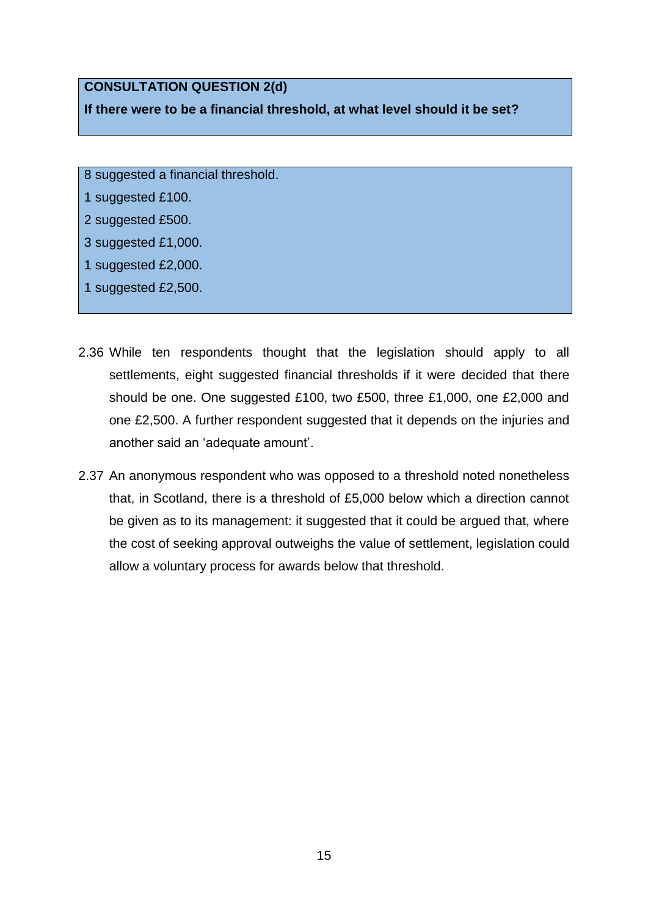**CONSULTATION QUESTION 2(d)**

**If there were to be a financial threshold, at what level should it be set?**

8 suggested a financial threshold.

1 suggested £100.

2 suggested £500.

3 suggested £1,000.

1 suggested £2,000.

1 suggested £2,500.

2.36 While ten respondents thought that the legislation should apply to all settlements, eight suggested financial thresholds if it were decided that there should be one. One suggested £100, two £500, three £1,000, one £2,000 and one £2,500. A further respondent suggested that it depends on the injuries and another said an 'adequate amount'.

2.37 An anonymous respondent who was opposed to a threshold noted nonetheless that, in Scotland, there is a threshold of £5,000 below which a direction cannot be given as to its management: it suggested that it could be argued that, where the cost of seeking approval outweighs the value of settlement, legislation could allow a voluntary process for awards below that threshold.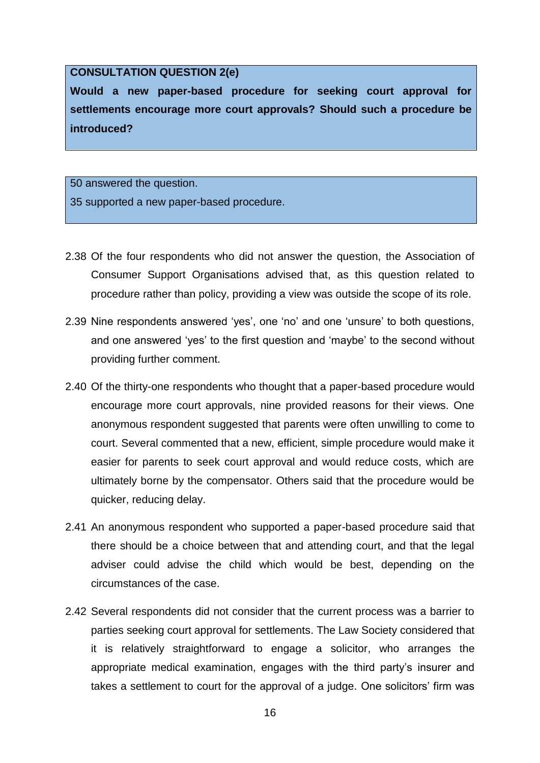**CONSULTATION QUESTION 2(e)**

**Would a new paper-based procedure for seeking court approval for settlements encourage more court approvals? Should such a procedure be introduced?**

50 answered the question.

35 supported a new paper-based procedure.

2.38 Of the four respondents who did not answer the question, the Association of Consumer Support Organisations advised that, as this question related to procedure rather than policy, providing a view was outside the scope of its role.

2.39 Nine respondents answered 'yes', one 'no' and one 'unsure' to both questions, and one answered 'yes' to the first question and 'maybe' to the second without providing further comment.

2.40 Of the thirty-one respondents who thought that a paper-based procedure would encourage more court approvals, nine provided reasons for their views. One anonymous respondent suggested that parents were often unwilling to come to court. Several commented that a new, efficient, simple procedure would make it easier for parents to seek court approval and would reduce costs, which are ultimately borne by the compensator. Others said that the procedure would be quicker, reducing delay.

2.41 An anonymous respondent who supported a paper-based procedure said that there should be a choice between that and attending court, and that the legal adviser could advise the child which would be best, depending on the circumstances of the case.

2.42 Several respondents did not consider that the current process was a barrier to parties seeking court approval for settlements. The Law Society considered that it is relatively straightforward to engage a solicitor, who arranges the appropriate medical examination, engages with the third party's insurer and takes a settlement to court for the approval of a judge. One solicitors' firm was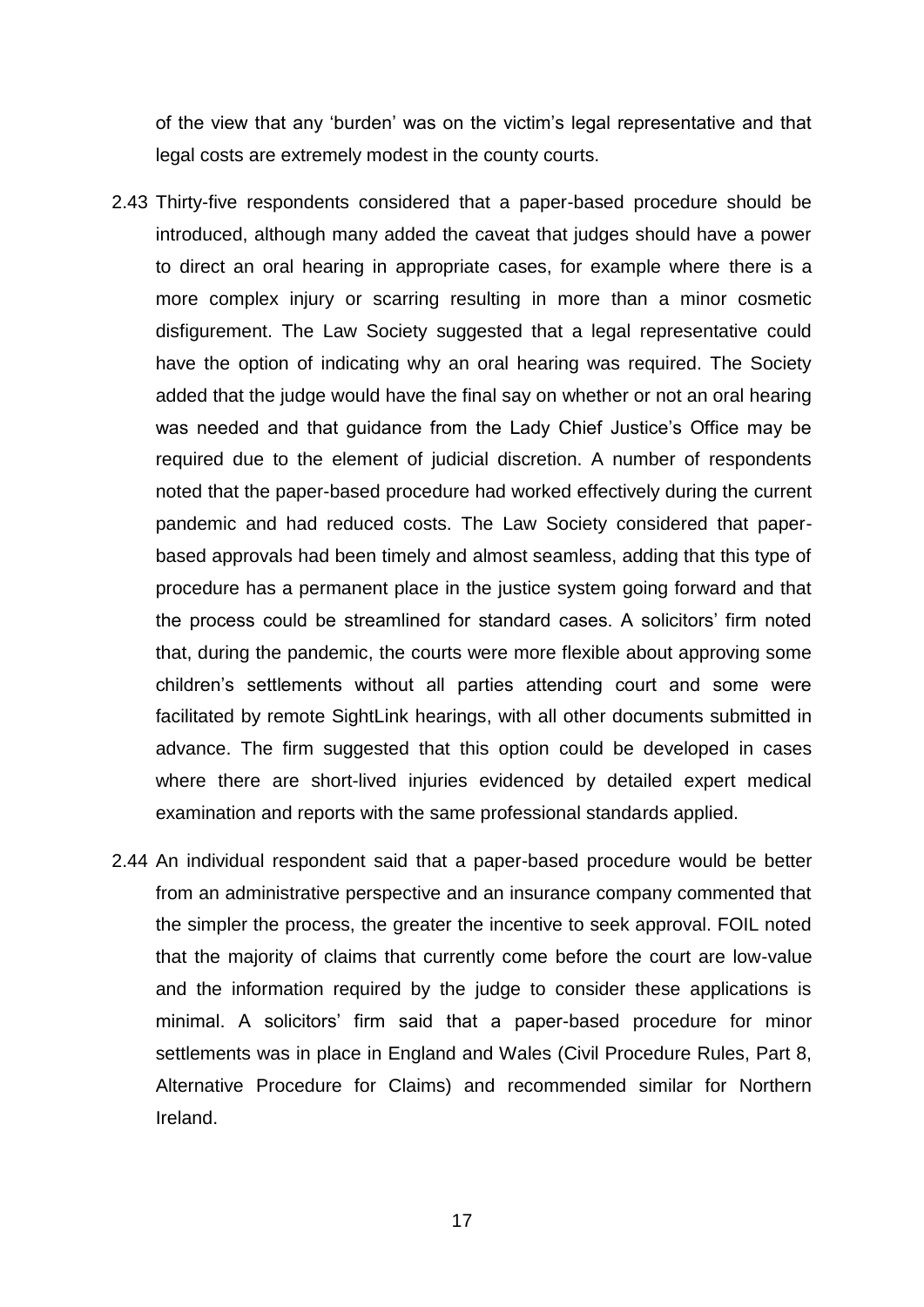of the view that any 'burden' was on the victim's legal representative and that legal costs are extremely modest in the county courts.

2.43 Thirty-five respondents considered that a paper-based procedure should be introduced, although many added the caveat that judges should have a power to direct an oral hearing in appropriate cases, for example where there is a more complex injury or scarring resulting in more than a minor cosmetic disfigurement. The Law Society suggested that a legal representative could have the option of indicating why an oral hearing was required. The Society added that the judge would have the final say on whether or not an oral hearing was needed and that guidance from the Lady Chief Justice's Office may be required due to the element of judicial discretion. A number of respondents noted that the paper-based procedure had worked effectively during the current pandemic and had reduced costs. The Law Society considered that paper-based approvals had been timely and almost seamless, adding that this type of procedure has a permanent place in the justice system going forward and that the process could be streamlined for standard cases. A solicitors' firm noted that, during the pandemic, the courts were more flexible about approving some children's settlements without all parties attending court and some were facilitated by remote SightLink hearings, with all other documents submitted in advance. The firm suggested that this option could be developed in cases where there are short-lived injuries evidenced by detailed expert medical examination and reports with the same professional standards applied.

2.44 An individual respondent said that a paper-based procedure would be better from an administrative perspective and an insurance company commented that the simpler the process, the greater the incentive to seek approval. FOIL noted that the majority of claims that currently come before the court are low-value and the information required by the judge to consider these applications is minimal. A solicitors' firm said that a paper-based procedure for minor settlements was in place in England and Wales (Civil Procedure Rules, Part 8, Alternative Procedure for Claims) and recommended similar for Northern Ireland.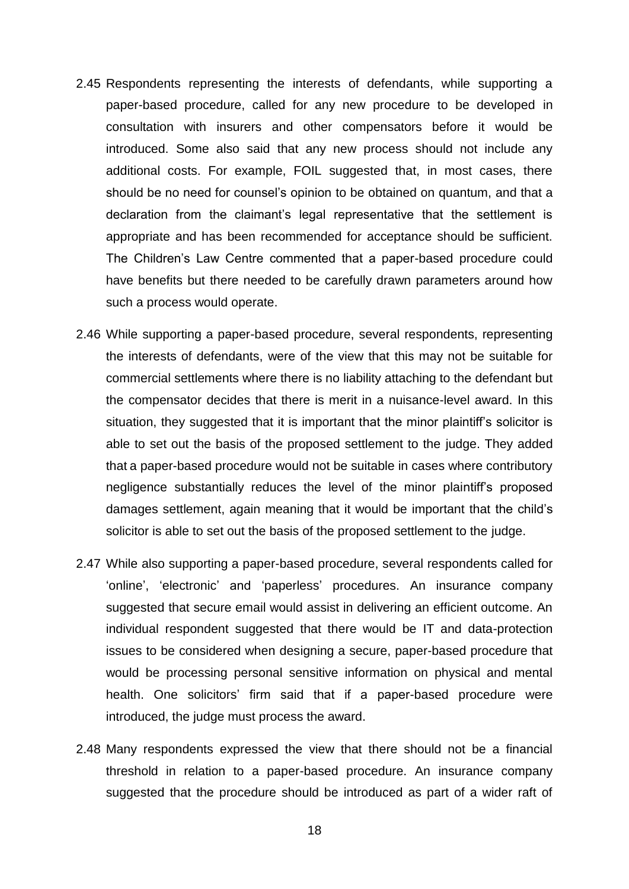2.45 Respondents representing the interests of defendants, while supporting a paper-based procedure, called for any new procedure to be developed in consultation with insurers and other compensators before it would be introduced. Some also said that any new process should not include any additional costs. For example, FOIL suggested that, in most cases, there should be no need for counsel's opinion to be obtained on quantum, and that a declaration from the claimant's legal representative that the settlement is appropriate and has been recommended for acceptance should be sufficient. The Children's Law Centre commented that a paper-based procedure could have benefits but there needed to be carefully drawn parameters around how such a process would operate.

2.46 While supporting a paper-based procedure, several respondents, representing the interests of defendants, were of the view that this may not be suitable for commercial settlements where there is no liability attaching to the defendant but the compensator decides that there is merit in a nuisance-level award. In this situation, they suggested that it is important that the minor plaintiff's solicitor is able to set out the basis of the proposed settlement to the judge. They added that a paper-based procedure would not be suitable in cases where contributory negligence substantially reduces the level of the minor plaintiff's proposed damages settlement, again meaning that it would be important that the child's solicitor is able to set out the basis of the proposed settlement to the judge.

2.47 While also supporting a paper-based procedure, several respondents called for 'online', 'electronic' and 'paperless' procedures. An insurance company suggested that secure email would assist in delivering an efficient outcome. An individual respondent suggested that there would be IT and data-protection issues to be considered when designing a secure, paper-based procedure that would be processing personal sensitive information on physical and mental health. One solicitors' firm said that if a paper-based procedure were introduced, the judge must process the award.

2.48 Many respondents expressed the view that there should not be a financial threshold in relation to a paper-based procedure. An insurance company suggested that the procedure should be introduced as part of a wider raft of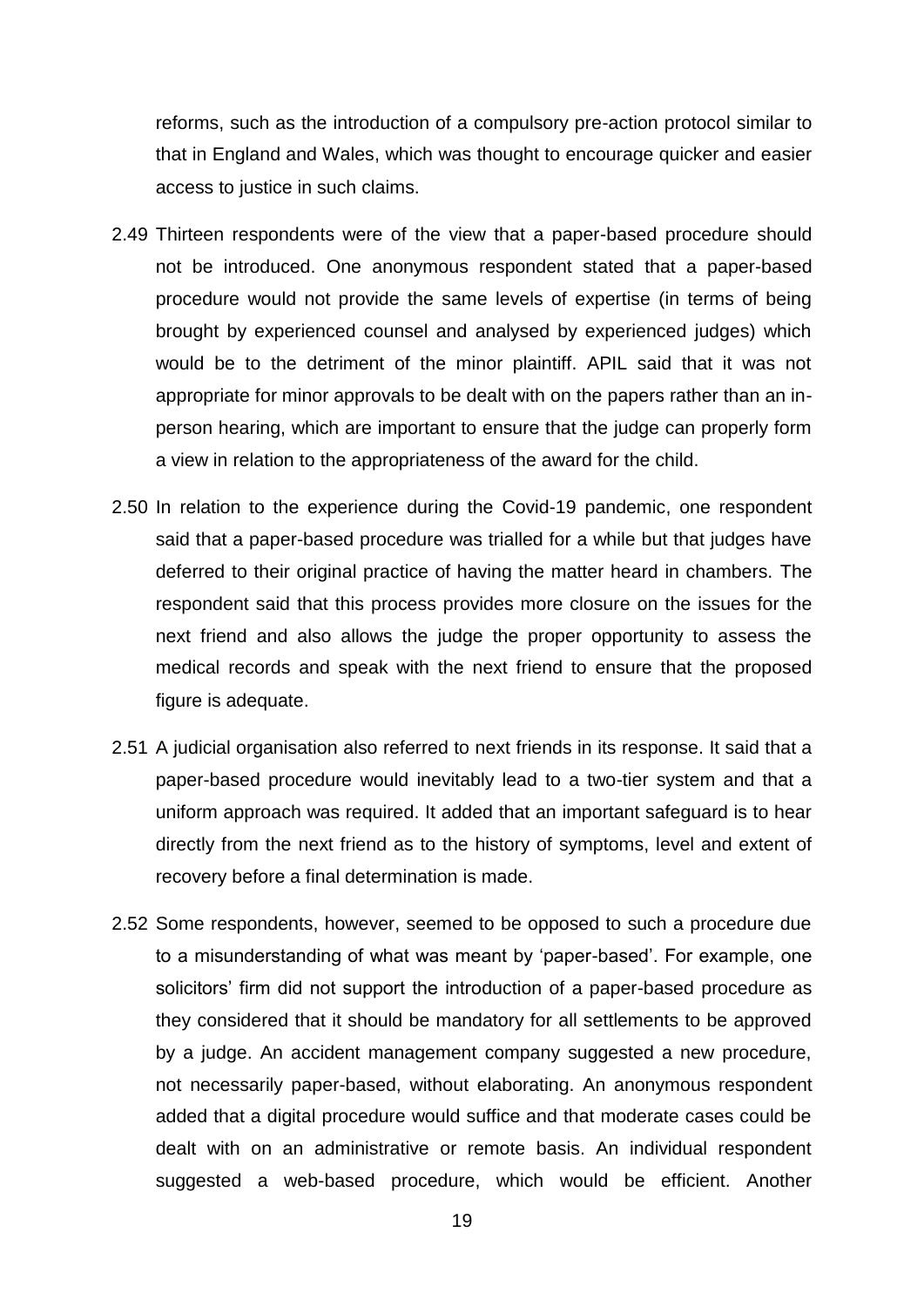reforms, such as the introduction of a compulsory pre-action protocol similar to that in England and Wales, which was thought to encourage quicker and easier access to justice in such claims.

2.49 Thirteen respondents were of the view that a paper-based procedure should not be introduced. One anonymous respondent stated that a paper-based procedure would not provide the same levels of expertise (in terms of being brought by experienced counsel and analysed by experienced judges) which would be to the detriment of the minor plaintiff. APIL said that it was not appropriate for minor approvals to be dealt with on the papers rather than an in-person hearing, which are important to ensure that the judge can properly form a view in relation to the appropriateness of the award for the child.

2.50 In relation to the experience during the Covid-19 pandemic, one respondent said that a paper-based procedure was trialled for a while but that judges have deferred to their original practice of having the matter heard in chambers. The respondent said that this process provides more closure on the issues for the next friend and also allows the judge the proper opportunity to assess the medical records and speak with the next friend to ensure that the proposed figure is adequate.

2.51 A judicial organisation also referred to next friends in its response. It said that a paper-based procedure would inevitably lead to a two-tier system and that a uniform approach was required. It added that an important safeguard is to hear directly from the next friend as to the history of symptoms, level and extent of recovery before a final determination is made.

2.52 Some respondents, however, seemed to be opposed to such a procedure due to a misunderstanding of what was meant by 'paper-based'. For example, one solicitors' firm did not support the introduction of a paper-based procedure as they considered that it should be mandatory for all settlements to be approved by a judge. An accident management company suggested a new procedure, not necessarily paper-based, without elaborating. An anonymous respondent added that a digital procedure would suffice and that moderate cases could be dealt with on an administrative or remote basis. An individual respondent suggested a web-based procedure, which would be efficient. Another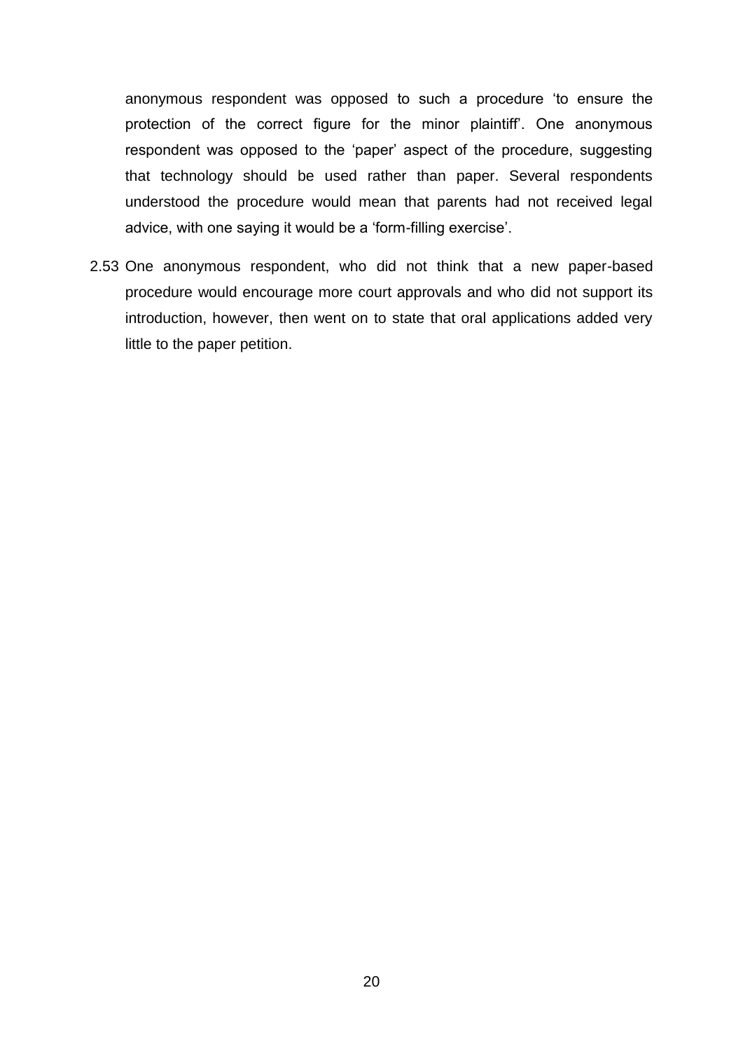anonymous respondent was opposed to such a procedure 'to ensure the protection of the correct figure for the minor plaintiff'. One anonymous respondent was opposed to the 'paper' aspect of the procedure, suggesting that technology should be used rather than paper. Several respondents understood the procedure would mean that parents had not received legal advice, with one saying it would be a 'form-filling exercise'.

2.53 One anonymous respondent, who did not think that a new paper-based procedure would encourage more court approvals and who did not support its introduction, however, then went on to state that oral applications added very little to the paper petition.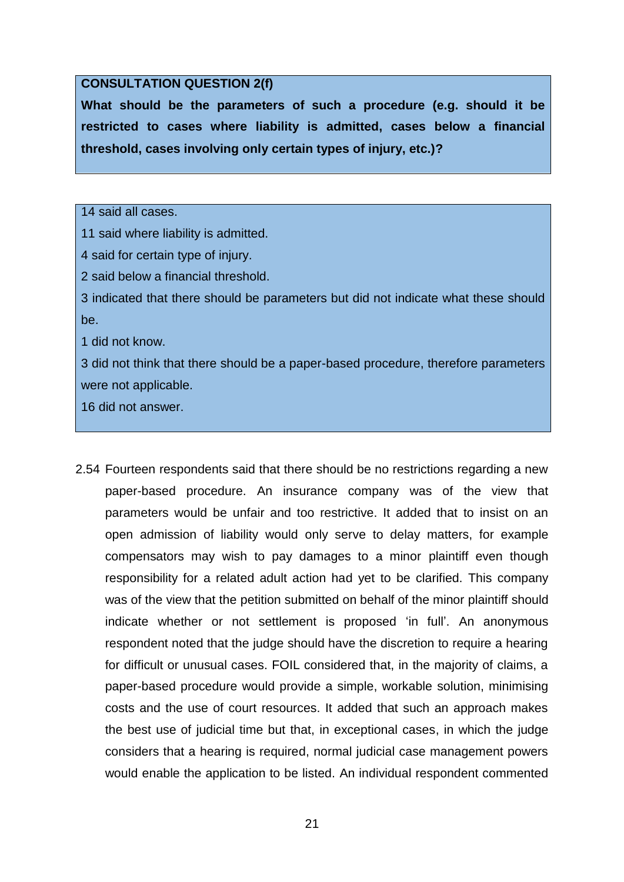**CONSULTATION QUESTION 2(f)**

**What should be the parameters of such a procedure (e.g. should it be restricted to cases where liability is admitted, cases below a financial threshold, cases involving only certain types of injury, etc.)?**

14 said all cases.

11 said where liability is admitted.

4 said for certain type of injury.

2 said below a financial threshold.

3 indicated that there should be parameters but did not indicate what these should be.

1 did not know.

3 did not think that there should be a paper-based procedure, therefore parameters were not applicable.

16 did not answer.

2.54 Fourteen respondents said that there should be no restrictions regarding a new paper-based procedure. An insurance company was of the view that parameters would be unfair and too restrictive. It added that to insist on an open admission of liability would only serve to delay matters, for example compensators may wish to pay damages to a minor plaintiff even though responsibility for a related adult action had yet to be clarified. This company was of the view that the petition submitted on behalf of the minor plaintiff should indicate whether or not settlement is proposed 'in full'. An anonymous respondent noted that the judge should have the discretion to require a hearing for difficult or unusual cases. FOIL considered that, in the majority of claims, a paper-based procedure would provide a simple, workable solution, minimising costs and the use of court resources. It added that such an approach makes the best use of judicial time but that, in exceptional cases, in which the judge considers that a hearing is required, normal judicial case management powers would enable the application to be listed. An individual respondent commented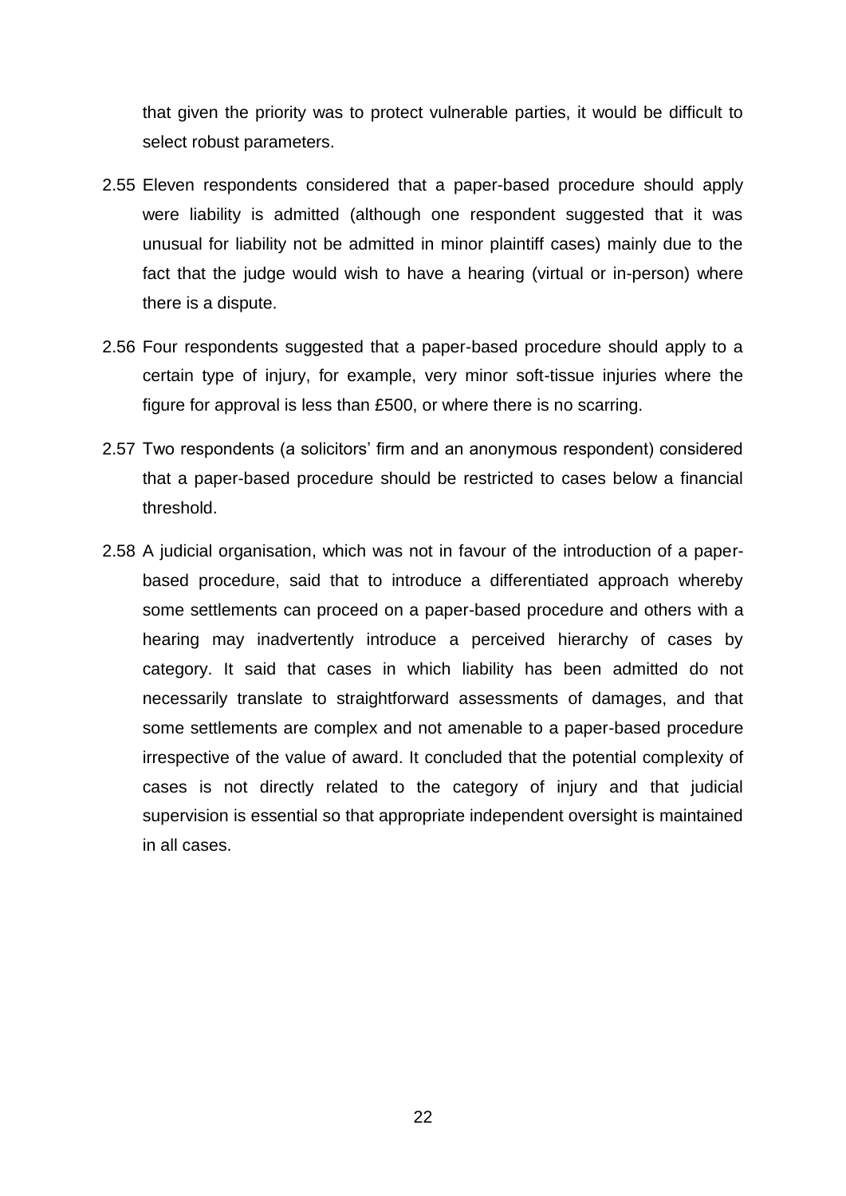that given the priority was to protect vulnerable parties, it would be difficult to select robust parameters.

2.55 Eleven respondents considered that a paper-based procedure should apply were liability is admitted (although one respondent suggested that it was unusual for liability not be admitted in minor plaintiff cases) mainly due to the fact that the judge would wish to have a hearing (virtual or in-person) where there is a dispute.

2.56 Four respondents suggested that a paper-based procedure should apply to a certain type of injury, for example, very minor soft-tissue injuries where the figure for approval is less than £500, or where there is no scarring.

2.57 Two respondents (a solicitors' firm and an anonymous respondent) considered that a paper-based procedure should be restricted to cases below a financial threshold.

2.58 A judicial organisation, which was not in favour of the introduction of a paper-based procedure, said that to introduce a differentiated approach whereby some settlements can proceed on a paper-based procedure and others with a hearing may inadvertently introduce a perceived hierarchy of cases by category. It said that cases in which liability has been admitted do not necessarily translate to straightforward assessments of damages, and that some settlements are complex and not amenable to a paper-based procedure irrespective of the value of award. It concluded that the potential complexity of cases is not directly related to the category of injury and that judicial supervision is essential so that appropriate independent oversight is maintained in all cases.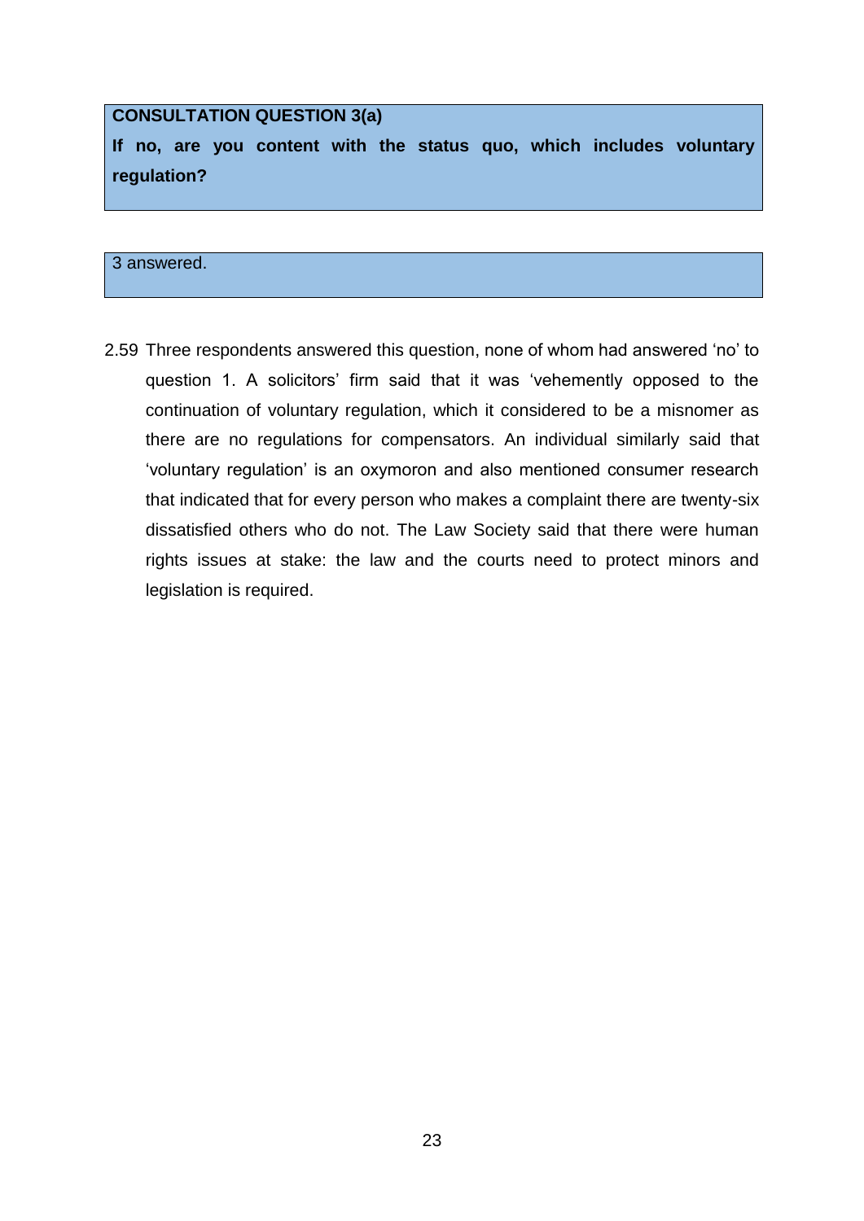**CONSULTATION QUESTION 3(a)**

**If no, are you content with the status quo, which includes voluntary regulation?**

3 answered.

2.59 Three respondents answered this question, none of whom had answered 'no' to question 1. A solicitors' firm said that it was 'vehemently opposed to the continuation of voluntary regulation, which it considered to be a misnomer as there are no regulations for compensators. An individual similarly said that 'voluntary regulation' is an oxymoron and also mentioned consumer research that indicated that for every person who makes a complaint there are twenty-six dissatisfied others who do not. The Law Society said that there were human rights issues at stake: the law and the courts need to protect minors and legislation is required.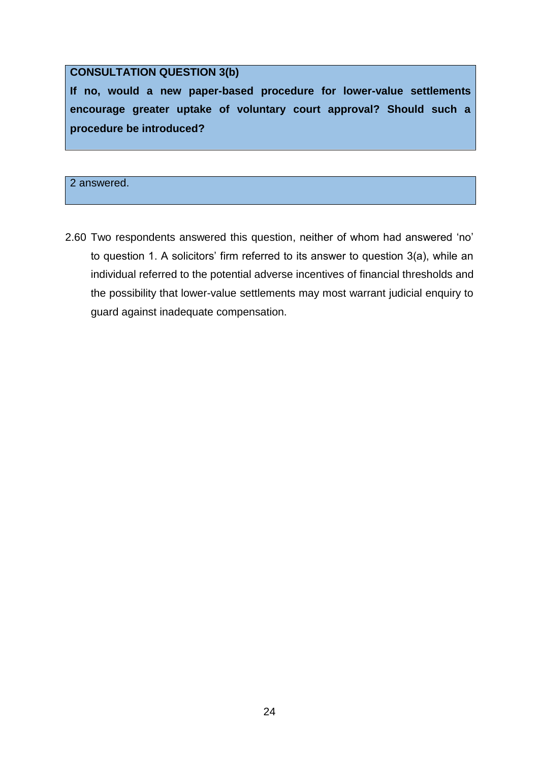**CONSULTATION QUESTION 3(b)**

**If no, would a new paper-based procedure for lower-value settlements encourage greater uptake of voluntary court approval? Should such a procedure be introduced?**

2 answered.

2.60 Two respondents answered this question, neither of whom had answered 'no' to question 1. A solicitors' firm referred to its answer to question 3(a), while an individual referred to the potential adverse incentives of financial thresholds and the possibility that lower-value settlements may most warrant judicial enquiry to guard against inadequate compensation.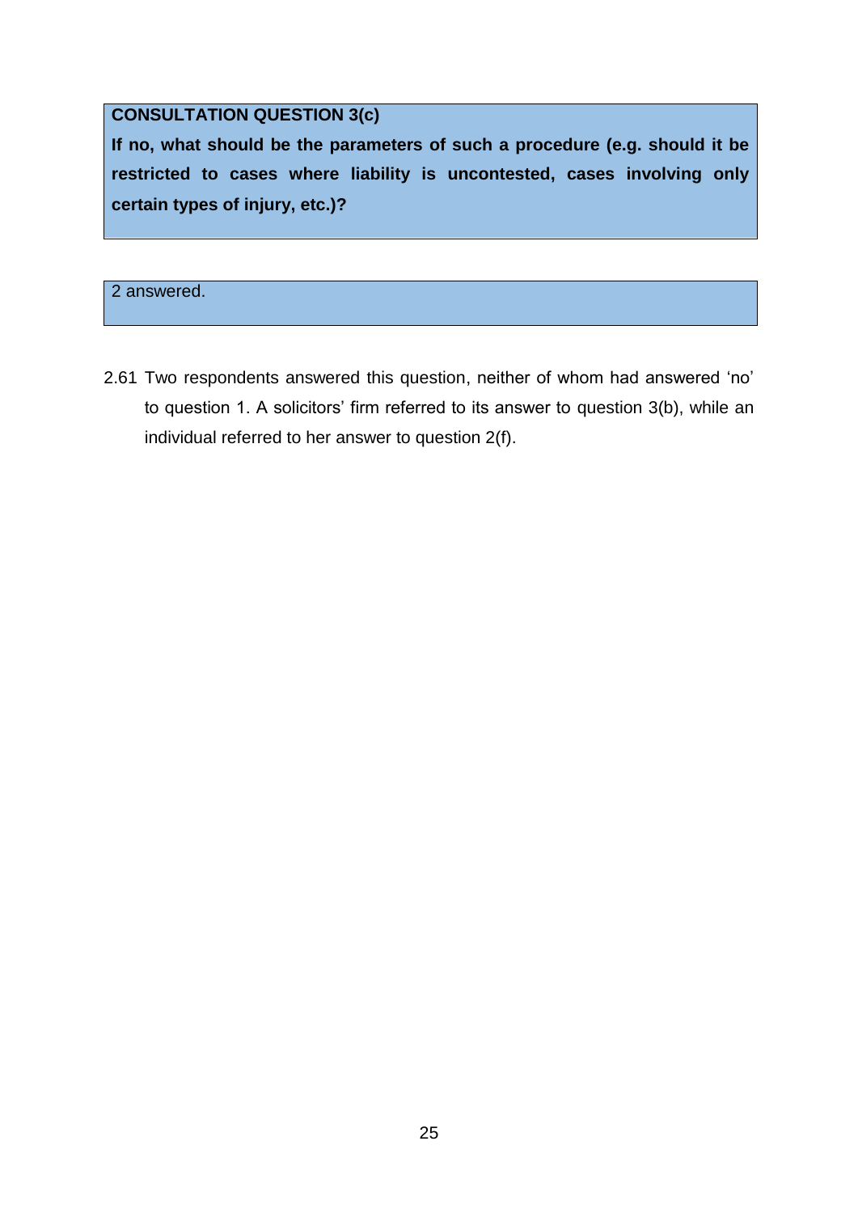**CONSULTATION QUESTION 3(c)**

**If no, what should be the parameters of such a procedure (e.g. should it be restricted to cases where liability is uncontested, cases involving only certain types of injury, etc.)?**

2 answered.

2.61 Two respondents answered this question, neither of whom had answered 'no' to question 1. A solicitors' firm referred to its answer to question 3(b), while an individual referred to her answer to question 2(f).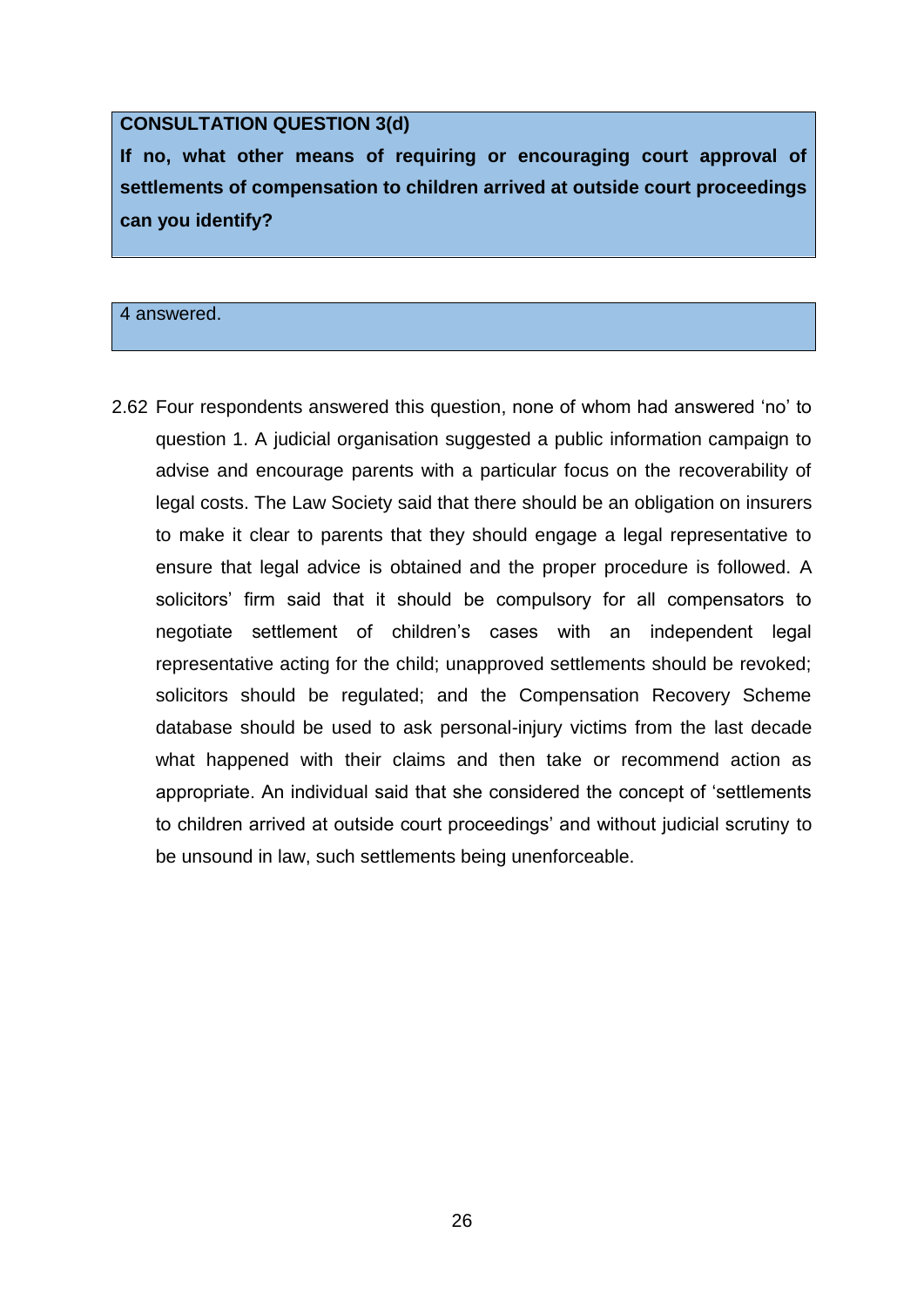**CONSULTATION QUESTION 3(d)**

**If no, what other means of requiring or encouraging court approval of settlements of compensation to children arrived at outside court proceedings can you identify?**

4 answered.

2.62 Four respondents answered this question, none of whom had answered 'no' to question 1. A judicial organisation suggested a public information campaign to advise and encourage parents with a particular focus on the recoverability of legal costs. The Law Society said that there should be an obligation on insurers to make it clear to parents that they should engage a legal representative to ensure that legal advice is obtained and the proper procedure is followed. A solicitors' firm said that it should be compulsory for all compensators to negotiate settlement of children's cases with an independent legal representative acting for the child; unapproved settlements should be revoked; solicitors should be regulated; and the Compensation Recovery Scheme database should be used to ask personal-injury victims from the last decade what happened with their claims and then take or recommend action as appropriate. An individual said that she considered the concept of 'settlements to children arrived at outside court proceedings' and without judicial scrutiny to be unsound in law, such settlements being unenforceable.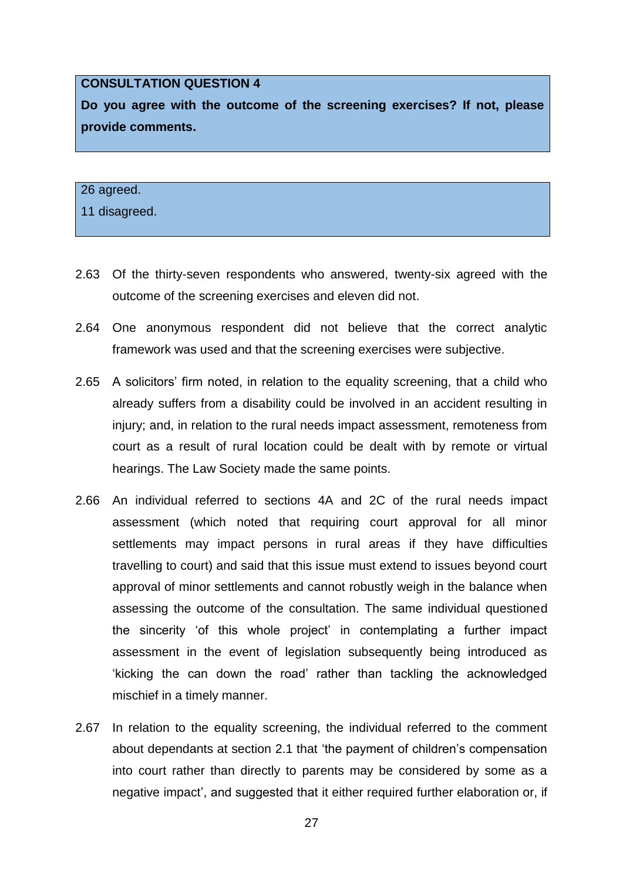**CONSULTATION QUESTION 4**

**Do you agree with the outcome of the screening exercises? If not, please provide comments.**

26 agreed.

11 disagreed.

2.63 Of the thirty-seven respondents who answered, twenty-six agreed with the outcome of the screening exercises and eleven did not.

2.64 One anonymous respondent did not believe that the correct analytic framework was used and that the screening exercises were subjective.

2.65 A solicitors' firm noted, in relation to the equality screening, that a child who already suffers from a disability could be involved in an accident resulting in injury; and, in relation to the rural needs impact assessment, remoteness from court as a result of rural location could be dealt with by remote or virtual hearings. The Law Society made the same points.

2.66 An individual referred to sections 4A and 2C of the rural needs impact assessment (which noted that requiring court approval for all minor settlements may impact persons in rural areas if they have difficulties travelling to court) and said that this issue must extend to issues beyond court approval of minor settlements and cannot robustly weigh in the balance when assessing the outcome of the consultation. The same individual questioned the sincerity 'of this whole project' in contemplating a further impact assessment in the event of legislation subsequently being introduced as 'kicking the can down the road' rather than tackling the acknowledged mischief in a timely manner.

2.67 In relation to the equality screening, the individual referred to the comment about dependants at section 2.1 that 'the payment of children's compensation into court rather than directly to parents may be considered by some as a negative impact', and suggested that it either required further elaboration or, if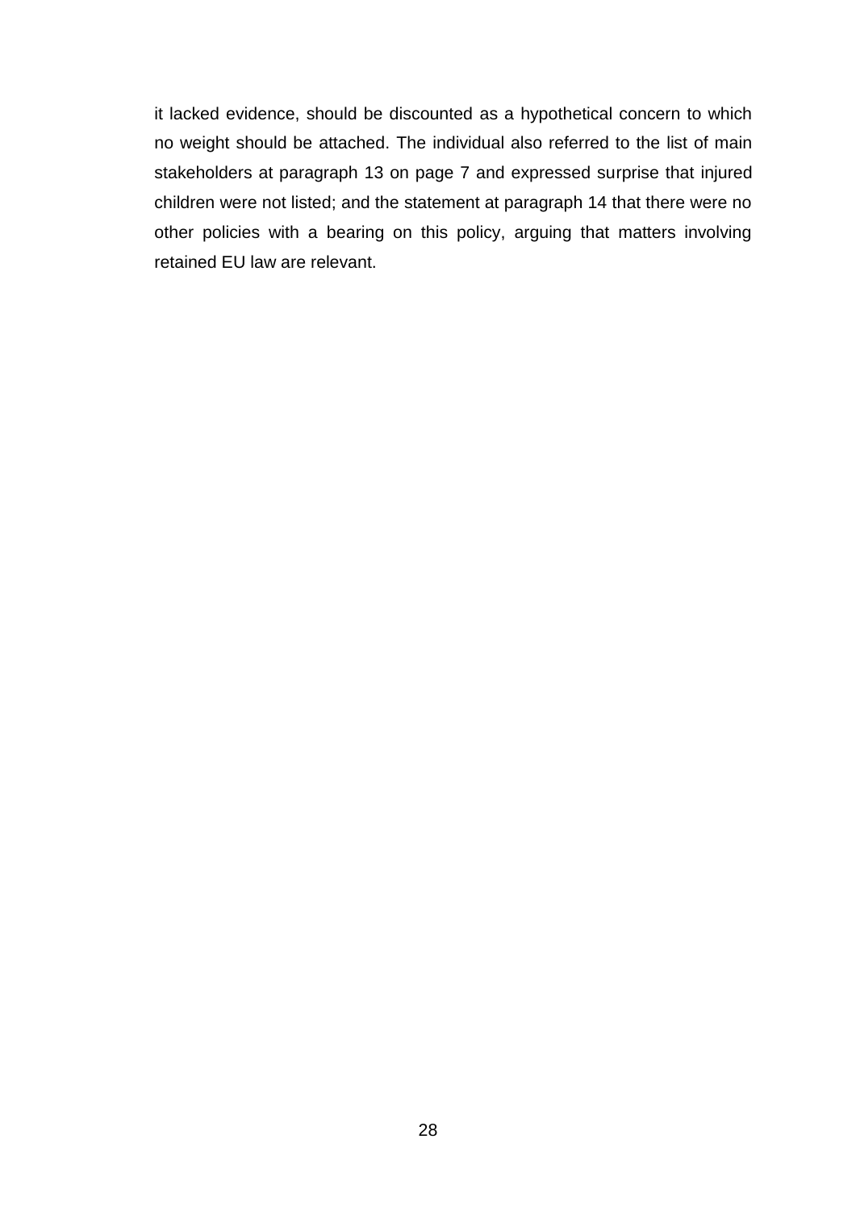it lacked evidence, should be discounted as a hypothetical concern to which no weight should be attached. The individual also referred to the list of main stakeholders at paragraph 13 on page 7 and expressed surprise that injured children were not listed; and the statement at paragraph 14 that there were no other policies with a bearing on this policy, arguing that matters involving retained EU law are relevant.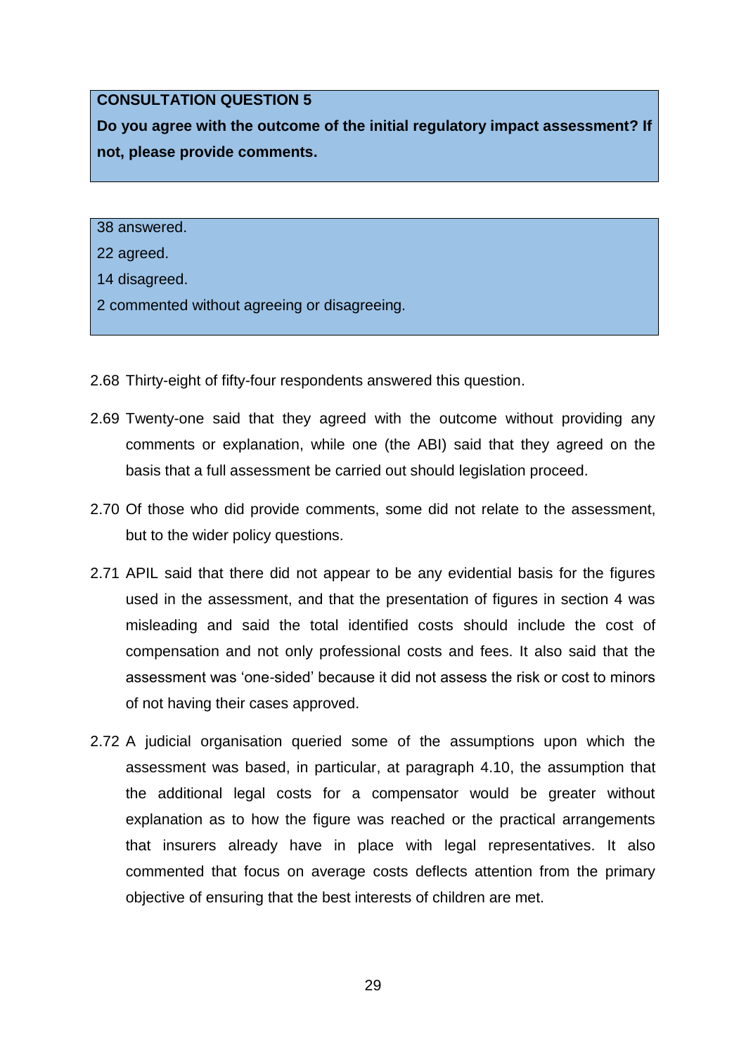**CONSULTATION QUESTION 5**

**Do you agree with the outcome of the initial regulatory impact assessment? If not, please provide comments.**

38 answered.

22 agreed.

14 disagreed.

2 commented without agreeing or disagreeing.

2.68 Thirty-eight of fifty-four respondents answered this question.

2.69 Twenty-one said that they agreed with the outcome without providing any comments or explanation, while one (the ABI) said that they agreed on the basis that a full assessment be carried out should legislation proceed.

2.70 Of those who did provide comments, some did not relate to the assessment, but to the wider policy questions.

2.71 APIL said that there did not appear to be any evidential basis for the figures used in the assessment, and that the presentation of figures in section 4 was misleading and said the total identified costs should include the cost of compensation and not only professional costs and fees. It also said that the assessment was 'one-sided' because it did not assess the risk or cost to minors of not having their cases approved.

2.72 A judicial organisation queried some of the assumptions upon which the assessment was based, in particular, at paragraph 4.10, the assumption that the additional legal costs for a compensator would be greater without explanation as to how the figure was reached or the practical arrangements that insurers already have in place with legal representatives. It also commented that focus on average costs deflects attention from the primary objective of ensuring that the best interests of children are met.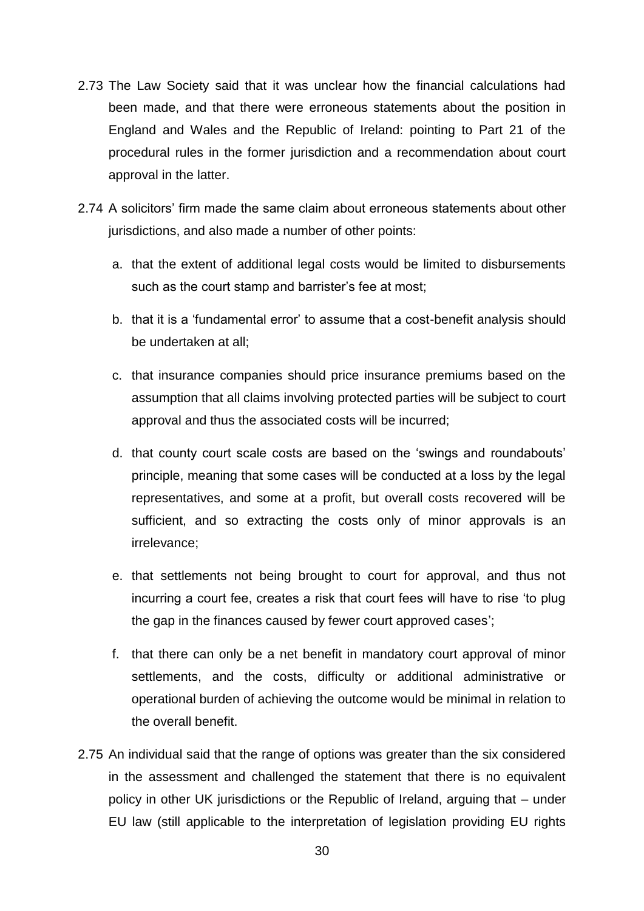2.73 The Law Society said that it was unclear how the financial calculations had been made, and that there were erroneous statements about the position in England and Wales and the Republic of Ireland: pointing to Part 21 of the procedural rules in the former jurisdiction and a recommendation about court approval in the latter.

2.74 A solicitors' firm made the same claim about erroneous statements about other jurisdictions, and also made a number of other points:

  a. that the extent of additional legal costs would be limited to disbursements such as the court stamp and barrister's fee at most;

  b. that it is a 'fundamental error' to assume that a cost-benefit analysis should be undertaken at all;

  c. that insurance companies should price insurance premiums based on the assumption that all claims involving protected parties will be subject to court approval and thus the associated costs will be incurred;

  d. that county court scale costs are based on the 'swings and roundabouts' principle, meaning that some cases will be conducted at a loss by the legal representatives, and some at a profit, but overall costs recovered will be sufficient, and so extracting the costs only of minor approvals is an irrelevance;

  e. that settlements not being brought to court for approval, and thus not incurring a court fee, creates a risk that court fees will have to rise 'to plug the gap in the finances caused by fewer court approved cases';

  f. that there can only be a net benefit in mandatory court approval of minor settlements, and the costs, difficulty or additional administrative or operational burden of achieving the outcome would be minimal in relation to the overall benefit.

2.75 An individual said that the range of options was greater than the six considered in the assessment and challenged the statement that there is no equivalent policy in other UK jurisdictions or the Republic of Ireland, arguing that – under EU law (still applicable to the interpretation of legislation providing EU rights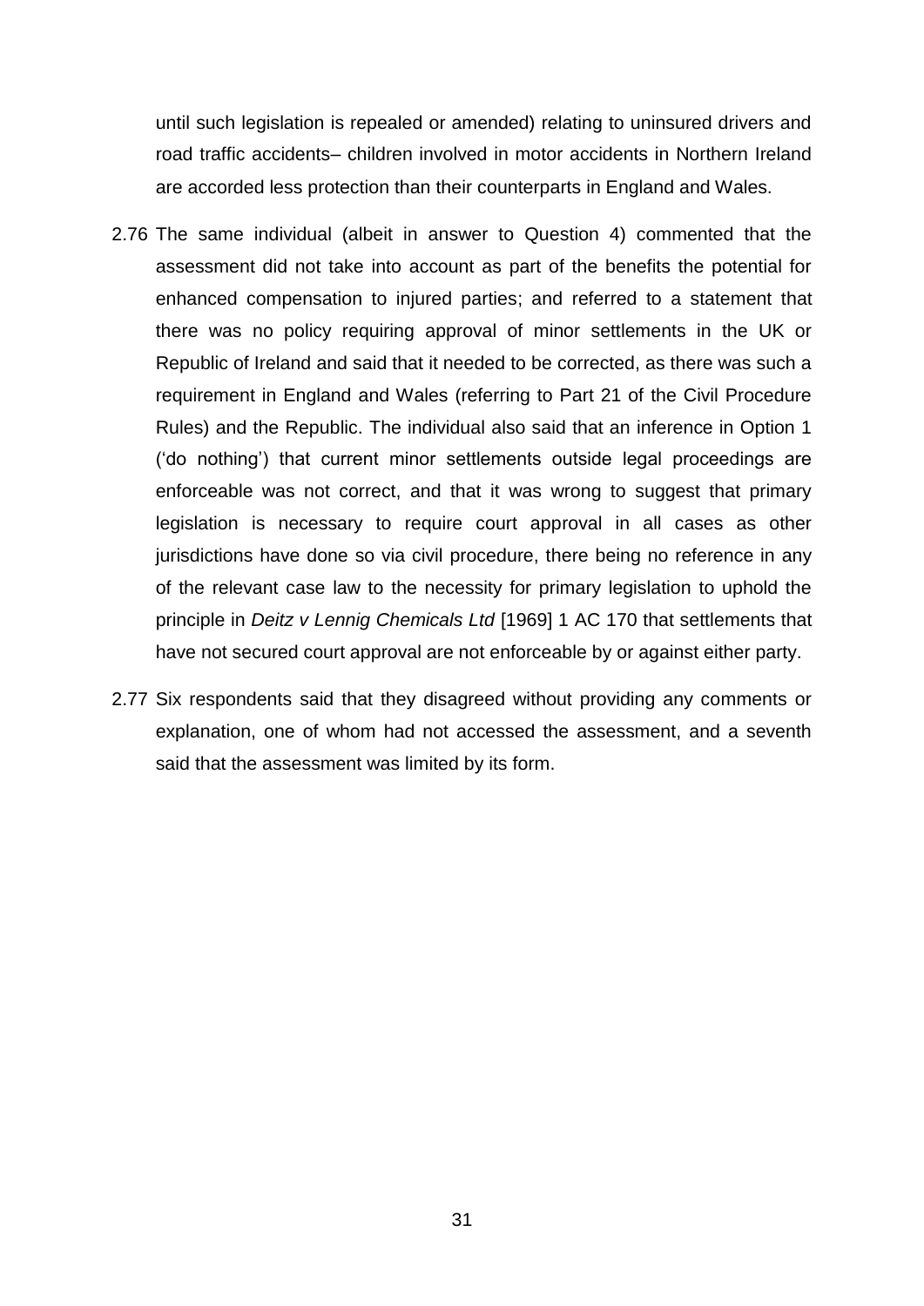until such legislation is repealed or amended) relating to uninsured drivers and road traffic accidents– children involved in motor accidents in Northern Ireland are accorded less protection than their counterparts in England and Wales.

2.76 The same individual (albeit in answer to Question 4) commented that the assessment did not take into account as part of the benefits the potential for enhanced compensation to injured parties; and referred to a statement that there was no policy requiring approval of minor settlements in the UK or Republic of Ireland and said that it needed to be corrected, as there was such a requirement in England and Wales (referring to Part 21 of the Civil Procedure Rules) and the Republic. The individual also said that an inference in Option 1 ('do nothing') that current minor settlements outside legal proceedings are enforceable was not correct, and that it was wrong to suggest that primary legislation is necessary to require court approval in all cases as other jurisdictions have done so via civil procedure, there being no reference in any of the relevant case law to the necessity for primary legislation to uphold the principle in *Deitz v Lennig Chemicals Ltd* [1969] 1 AC 170 that settlements that have not secured court approval are not enforceable by or against either party.

2.77 Six respondents said that they disagreed without providing any comments or explanation, one of whom had not accessed the assessment, and a seventh said that the assessment was limited by its form.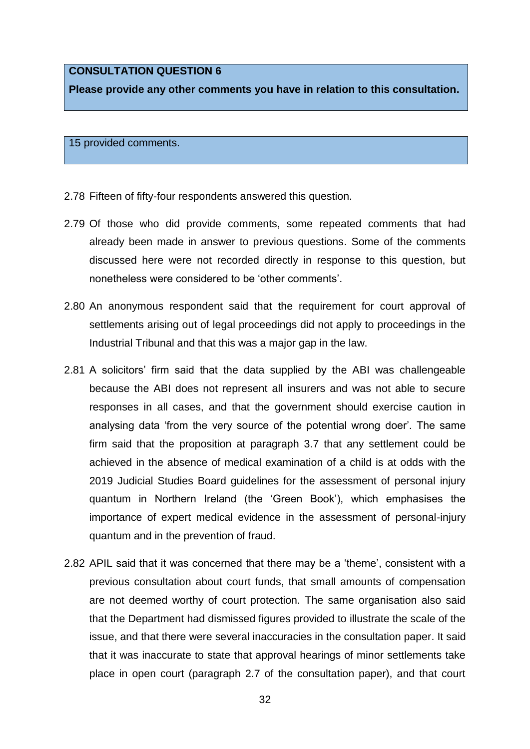**CONSULTATION QUESTION 6**

**Please provide any other comments you have in relation to this consultation.**

15 provided comments.

2.78 Fifteen of fifty-four respondents answered this question.

2.79 Of those who did provide comments, some repeated comments that had already been made in answer to previous questions. Some of the comments discussed here were not recorded directly in response to this question, but nonetheless were considered to be 'other comments'.

2.80 An anonymous respondent said that the requirement for court approval of settlements arising out of legal proceedings did not apply to proceedings in the Industrial Tribunal and that this was a major gap in the law.

2.81 A solicitors' firm said that the data supplied by the ABI was challengeable because the ABI does not represent all insurers and was not able to secure responses in all cases, and that the government should exercise caution in analysing data 'from the very source of the potential wrong doer'. The same firm said that the proposition at paragraph 3.7 that any settlement could be achieved in the absence of medical examination of a child is at odds with the 2019 Judicial Studies Board guidelines for the assessment of personal injury quantum in Northern Ireland (the 'Green Book'), which emphasises the importance of expert medical evidence in the assessment of personal-injury quantum and in the prevention of fraud.

2.82 APIL said that it was concerned that there may be a 'theme', consistent with a previous consultation about court funds, that small amounts of compensation are not deemed worthy of court protection. The same organisation also said that the Department had dismissed figures provided to illustrate the scale of the issue, and that there were several inaccuracies in the consultation paper. It said that it was inaccurate to state that approval hearings of minor settlements take place in open court (paragraph 2.7 of the consultation paper), and that court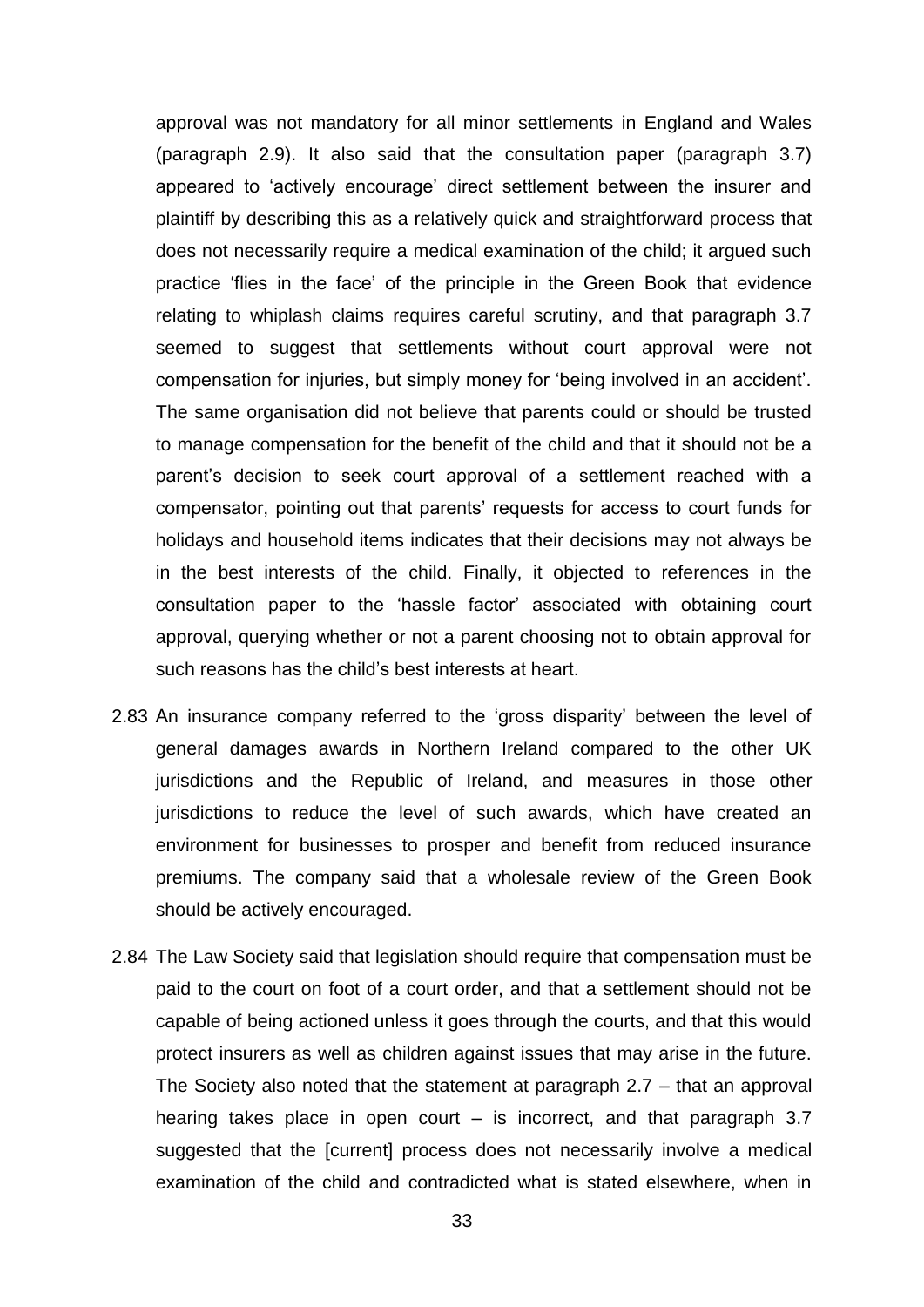approval was not mandatory for all minor settlements in England and Wales (paragraph 2.9). It also said that the consultation paper (paragraph 3.7) appeared to 'actively encourage' direct settlement between the insurer and plaintiff by describing this as a relatively quick and straightforward process that does not necessarily require a medical examination of the child; it argued such practice 'flies in the face' of the principle in the Green Book that evidence relating to whiplash claims requires careful scrutiny, and that paragraph 3.7 seemed to suggest that settlements without court approval were not compensation for injuries, but simply money for 'being involved in an accident'. The same organisation did not believe that parents could or should be trusted to manage compensation for the benefit of the child and that it should not be a parent's decision to seek court approval of a settlement reached with a compensator, pointing out that parents' requests for access to court funds for holidays and household items indicates that their decisions may not always be in the best interests of the child. Finally, it objected to references in the consultation paper to the 'hassle factor' associated with obtaining court approval, querying whether or not a parent choosing not to obtain approval for such reasons has the child's best interests at heart.

2.83 An insurance company referred to the 'gross disparity' between the level of general damages awards in Northern Ireland compared to the other UK jurisdictions and the Republic of Ireland, and measures in those other jurisdictions to reduce the level of such awards, which have created an environment for businesses to prosper and benefit from reduced insurance premiums. The company said that a wholesale review of the Green Book should be actively encouraged.

2.84 The Law Society said that legislation should require that compensation must be paid to the court on foot of a court order, and that a settlement should not be capable of being actioned unless it goes through the courts, and that this would protect insurers as well as children against issues that may arise in the future. The Society also noted that the statement at paragraph 2.7 – that an approval hearing takes place in open court – is incorrect, and that paragraph 3.7 suggested that the [current] process does not necessarily involve a medical examination of the child and contradicted what is stated elsewhere, when in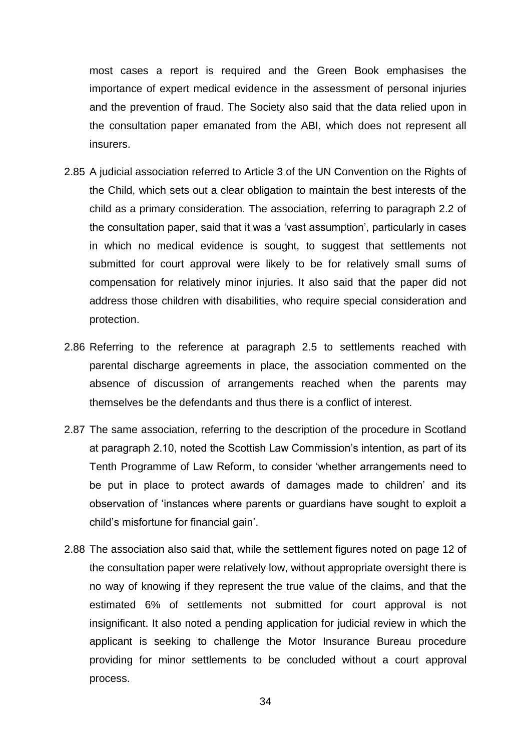most cases a report is required and the Green Book emphasises the importance of expert medical evidence in the assessment of personal injuries and the prevention of fraud. The Society also said that the data relied upon in the consultation paper emanated from the ABI, which does not represent all insurers.

2.85 A judicial association referred to Article 3 of the UN Convention on the Rights of the Child, which sets out a clear obligation to maintain the best interests of the child as a primary consideration. The association, referring to paragraph 2.2 of the consultation paper, said that it was a 'vast assumption', particularly in cases in which no medical evidence is sought, to suggest that settlements not submitted for court approval were likely to be for relatively small sums of compensation for relatively minor injuries. It also said that the paper did not address those children with disabilities, who require special consideration and protection.

2.86 Referring to the reference at paragraph 2.5 to settlements reached with parental discharge agreements in place, the association commented on the absence of discussion of arrangements reached when the parents may themselves be the defendants and thus there is a conflict of interest.

2.87 The same association, referring to the description of the procedure in Scotland at paragraph 2.10, noted the Scottish Law Commission's intention, as part of its Tenth Programme of Law Reform, to consider 'whether arrangements need to be put in place to protect awards of damages made to children' and its observation of 'instances where parents or guardians have sought to exploit a child's misfortune for financial gain'.

2.88 The association also said that, while the settlement figures noted on page 12 of the consultation paper were relatively low, without appropriate oversight there is no way of knowing if they represent the true value of the claims, and that the estimated 6% of settlements not submitted for court approval is not insignificant. It also noted a pending application for judicial review in which the applicant is seeking to challenge the Motor Insurance Bureau procedure providing for minor settlements to be concluded without a court approval process.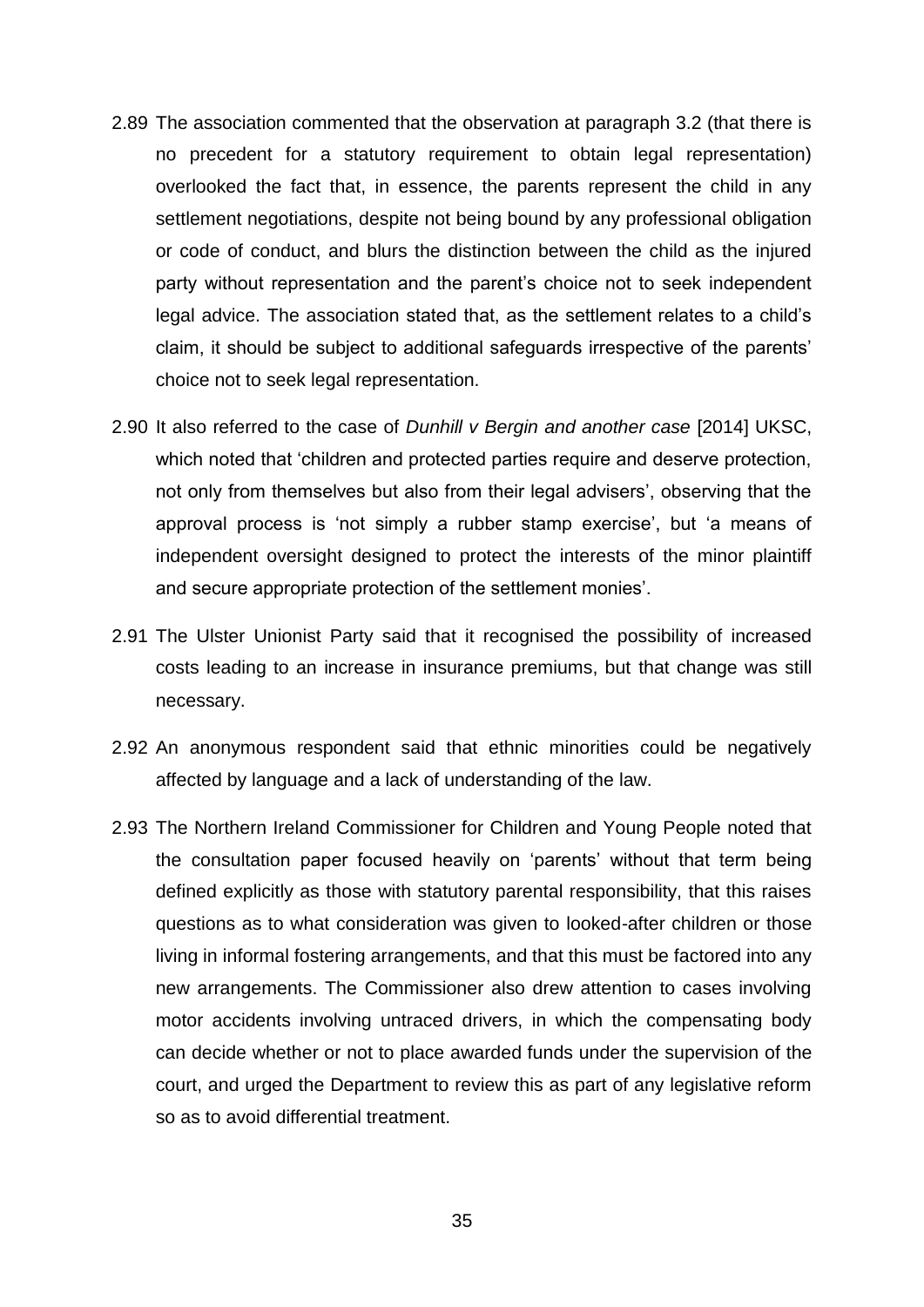2.89 The association commented that the observation at paragraph 3.2 (that there is no precedent for a statutory requirement to obtain legal representation) overlooked the fact that, in essence, the parents represent the child in any settlement negotiations, despite not being bound by any professional obligation or code of conduct, and blurs the distinction between the child as the injured party without representation and the parent's choice not to seek independent legal advice. The association stated that, as the settlement relates to a child's claim, it should be subject to additional safeguards irrespective of the parents' choice not to seek legal representation.

2.90 It also referred to the case of *Dunhill v Bergin and another case* [2014] UKSC, which noted that 'children and protected parties require and deserve protection, not only from themselves but also from their legal advisers', observing that the approval process is 'not simply a rubber stamp exercise', but 'a means of independent oversight designed to protect the interests of the minor plaintiff and secure appropriate protection of the settlement monies'.

2.91 The Ulster Unionist Party said that it recognised the possibility of increased costs leading to an increase in insurance premiums, but that change was still necessary.

2.92 An anonymous respondent said that ethnic minorities could be negatively affected by language and a lack of understanding of the law.

2.93 The Northern Ireland Commissioner for Children and Young People noted that the consultation paper focused heavily on 'parents' without that term being defined explicitly as those with statutory parental responsibility, that this raises questions as to what consideration was given to looked-after children or those living in informal fostering arrangements, and that this must be factored into any new arrangements. The Commissioner also drew attention to cases involving motor accidents involving untraced drivers, in which the compensating body can decide whether or not to place awarded funds under the supervision of the court, and urged the Department to review this as part of any legislative reform so as to avoid differential treatment.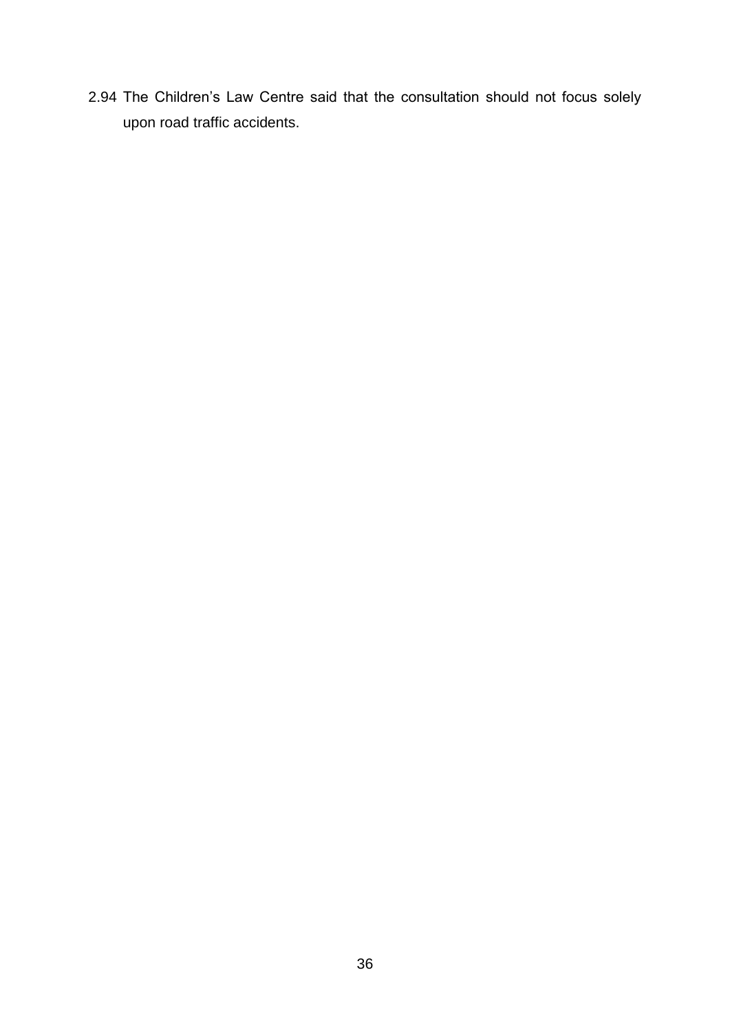2.94 The Children's Law Centre said that the consultation should not focus solely upon road traffic accidents.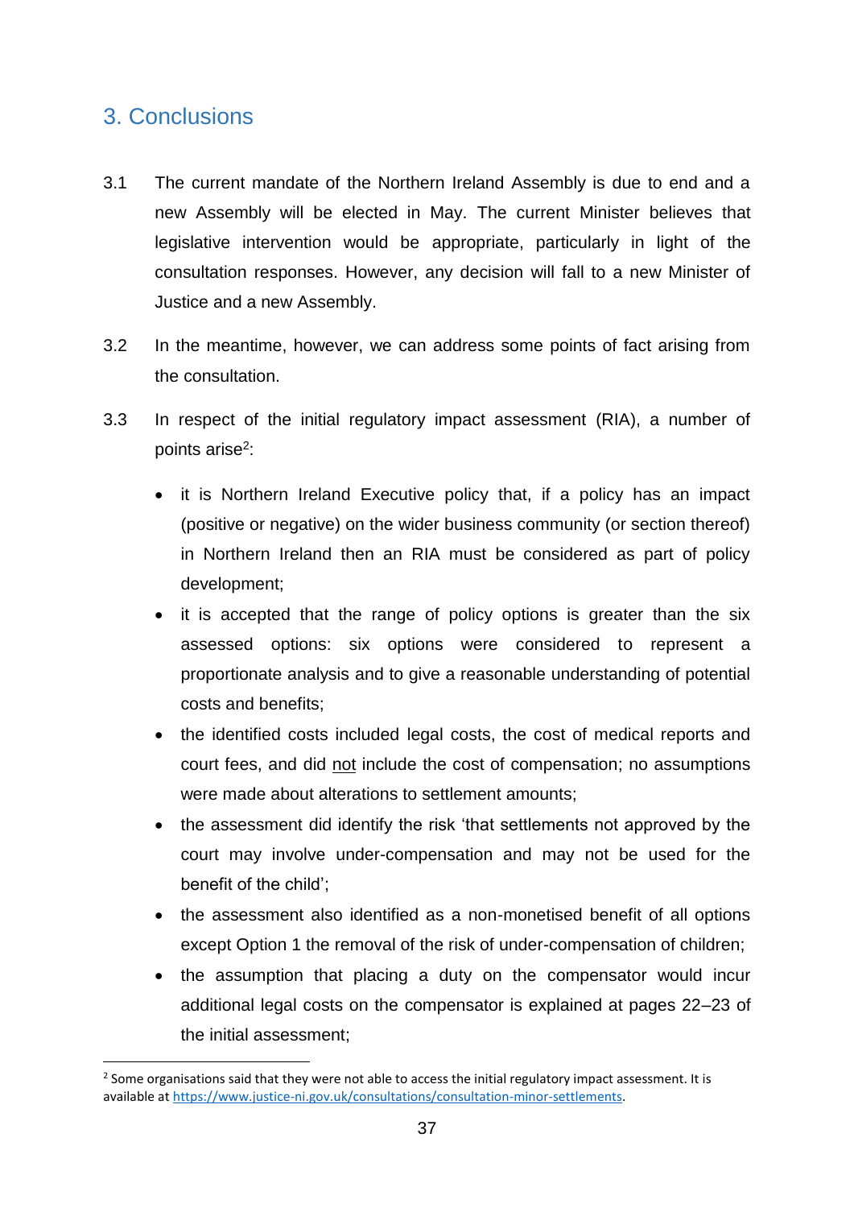## 3. Conclusions

3.1 The current mandate of the Northern Ireland Assembly is due to end and a new Assembly will be elected in May. The current Minister believes that legislative intervention would be appropriate, particularly in light of the consultation responses. However, any decision will fall to a new Minister of Justice and a new Assembly.

3.2 In the meantime, however, we can address some points of fact arising from the consultation.

3.3 In respect of the initial regulatory impact assessment (RIA), a number of points arise[2]:

- it is Northern Ireland Executive policy that, if a policy has an impact (positive or negative) on the wider business community (or section thereof) in Northern Ireland then an RIA must be considered as part of policy development;
- it is accepted that the range of policy options is greater than the six assessed options: six options were considered to represent a proportionate analysis and to give a reasonable understanding of potential costs and benefits;
- the identified costs included legal costs, the cost of medical reports and court fees, and did <u>not</u> include the cost of compensation; no assumptions were made about alterations to settlement amounts;
- the assessment did identify the risk 'that settlements not approved by the court may involve under-compensation and may not be used for the benefit of the child';
- the assessment also identified as a non-monetised benefit of all options except Option 1 the removal of the risk of under-compensation of children;
- the assumption that placing a duty on the compensator would incur additional legal costs on the compensator is explained at pages 22–23 of the initial assessment;

[2] Some organisations said that they were not able to access the initial regulatory impact assessment. It is available at https://www.justice-ni.gov.uk/consultations/consultation-minor-settlements.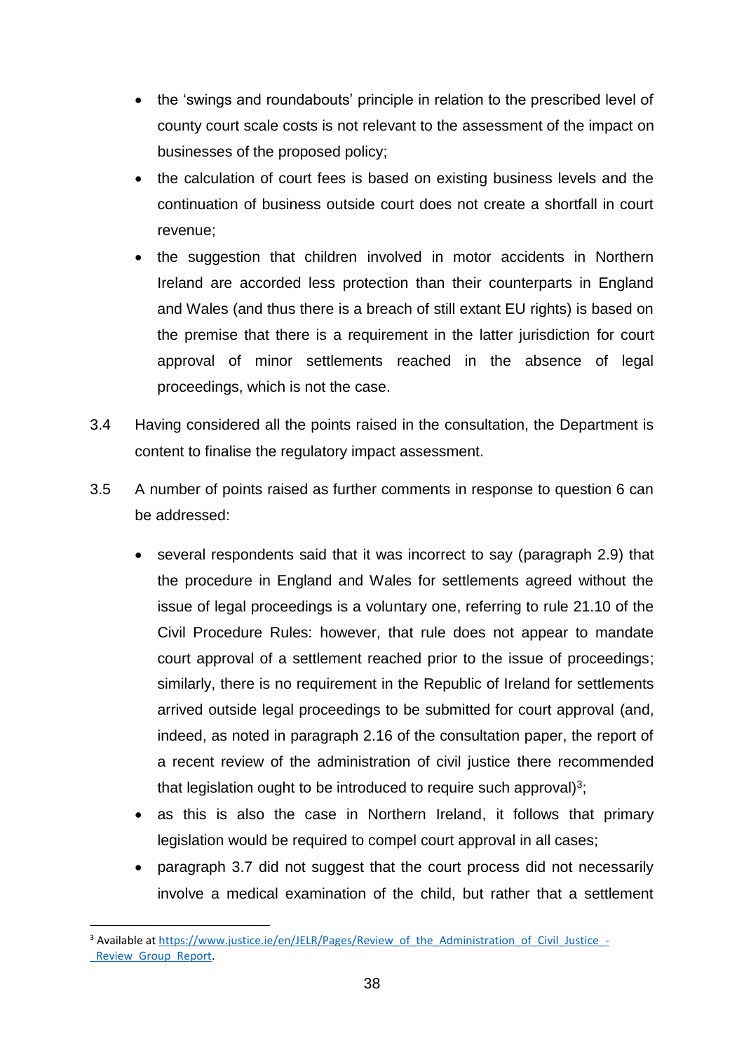- the 'swings and roundabouts' principle in relation to the prescribed level of county court scale costs is not relevant to the assessment of the impact on businesses of the proposed policy;
- the calculation of court fees is based on existing business levels and the continuation of business outside court does not create a shortfall in court revenue;
- the suggestion that children involved in motor accidents in Northern Ireland are accorded less protection than their counterparts in England and Wales (and thus there is a breach of still extant EU rights) is based on the premise that there is a requirement in the latter jurisdiction for court approval of minor settlements reached in the absence of legal proceedings, which is not the case.

3.4 Having considered all the points raised in the consultation, the Department is content to finalise the regulatory impact assessment.

3.5 A number of points raised as further comments in response to question 6 can be addressed:

- several respondents said that it was incorrect to say (paragraph 2.9) that the procedure in England and Wales for settlements agreed without the issue of legal proceedings is a voluntary one, referring to rule 21.10 of the Civil Procedure Rules: however, that rule does not appear to mandate court approval of a settlement reached prior to the issue of proceedings; similarly, there is no requirement in the Republic of Ireland for settlements arrived outside legal proceedings to be submitted for court approval (and, indeed, as noted in paragraph 2.16 of the consultation paper, the report of a recent review of the administration of civil justice there recommended that legislation ought to be introduced to require such approval)[3];
- as this is also the case in Northern Ireland, it follows that primary legislation would be required to compel court approval in all cases;
- paragraph 3.7 did not suggest that the court process did not necessarily involve a medical examination of the child, but rather that a settlement

[3] Available at https://www.justice.ie/en/JELR/Pages/Review_of_the_Administration_of_Civil_Justice_-_Review_Group_Report.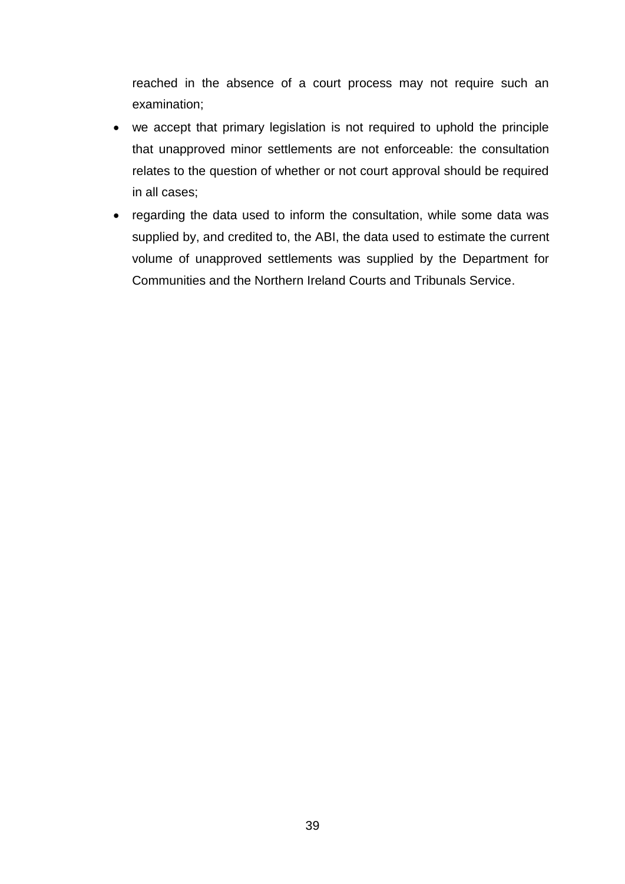reached in the absence of a court process may not require such an examination;

- we accept that primary legislation is not required to uphold the principle that unapproved minor settlements are not enforceable: the consultation relates to the question of whether or not court approval should be required in all cases;
- regarding the data used to inform the consultation, while some data was supplied by, and credited to, the ABI, the data used to estimate the current volume of unapproved settlements was supplied by the Department for Communities and the Northern Ireland Courts and Tribunals Service.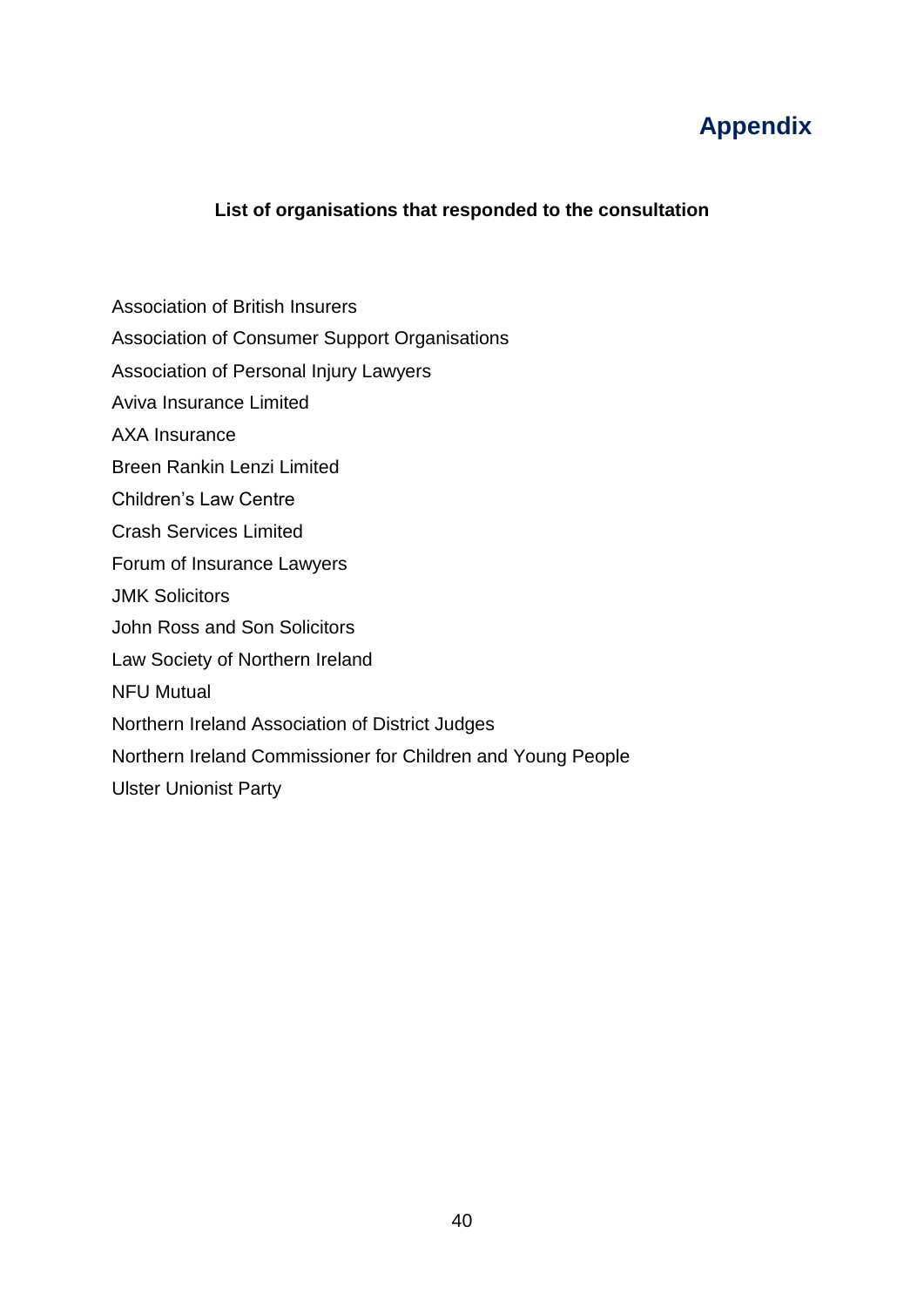# Appendix

**List of organisations that responded to the consultation**

Association of British Insurers
Association of Consumer Support Organisations
Association of Personal Injury Lawyers
Aviva Insurance Limited
AXA Insurance
Breen Rankin Lenzi Limited
Children's Law Centre
Crash Services Limited
Forum of Insurance Lawyers
JMK Solicitors
John Ross and Son Solicitors
Law Society of Northern Ireland
NFU Mutual
Northern Ireland Association of District Judges
Northern Ireland Commissioner for Children and Young People
Ulster Unionist Party